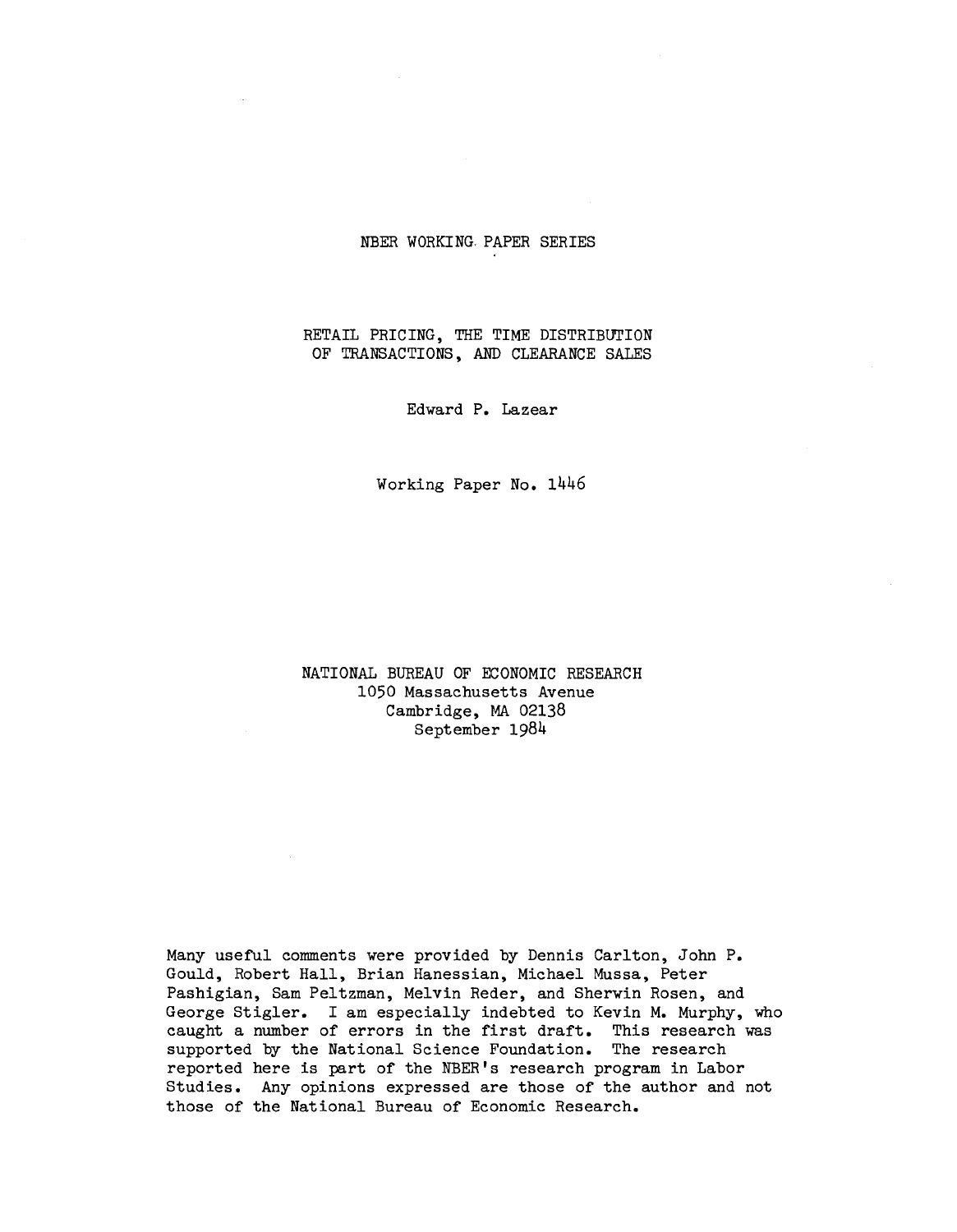NBER WORKING PAPER SERIES

# RETAIL PRICING, THE TIME DISTRIBUTION OF TRANSACTIONS, AND CLEARANCE SALES

Edward P. Lazear

Working Paper No. 1446

NATIONAL BUREAU OF ECONOMIC RESEARCH
1050 Massachusetts Avenue
Cambridge, MA 02138
September 1984

Many useful comments were provided by Dennis Carlton, John P. Gould, Robert Hall, Brian Hanessian, Michael Mussa, Peter Pashigian, Sam Peltzman, Melvin Reder, and Sherwin Rosen, and George Stigler. I am especially indebted to Kevin M. Murphy, who caught a number of errors in the first draft. This research was supported by the National Science Foundation. The research reported here is part of the NBER's research program in Labor Studies. Any opinions expressed are those of the author and not those of the National Bureau of Economic Research.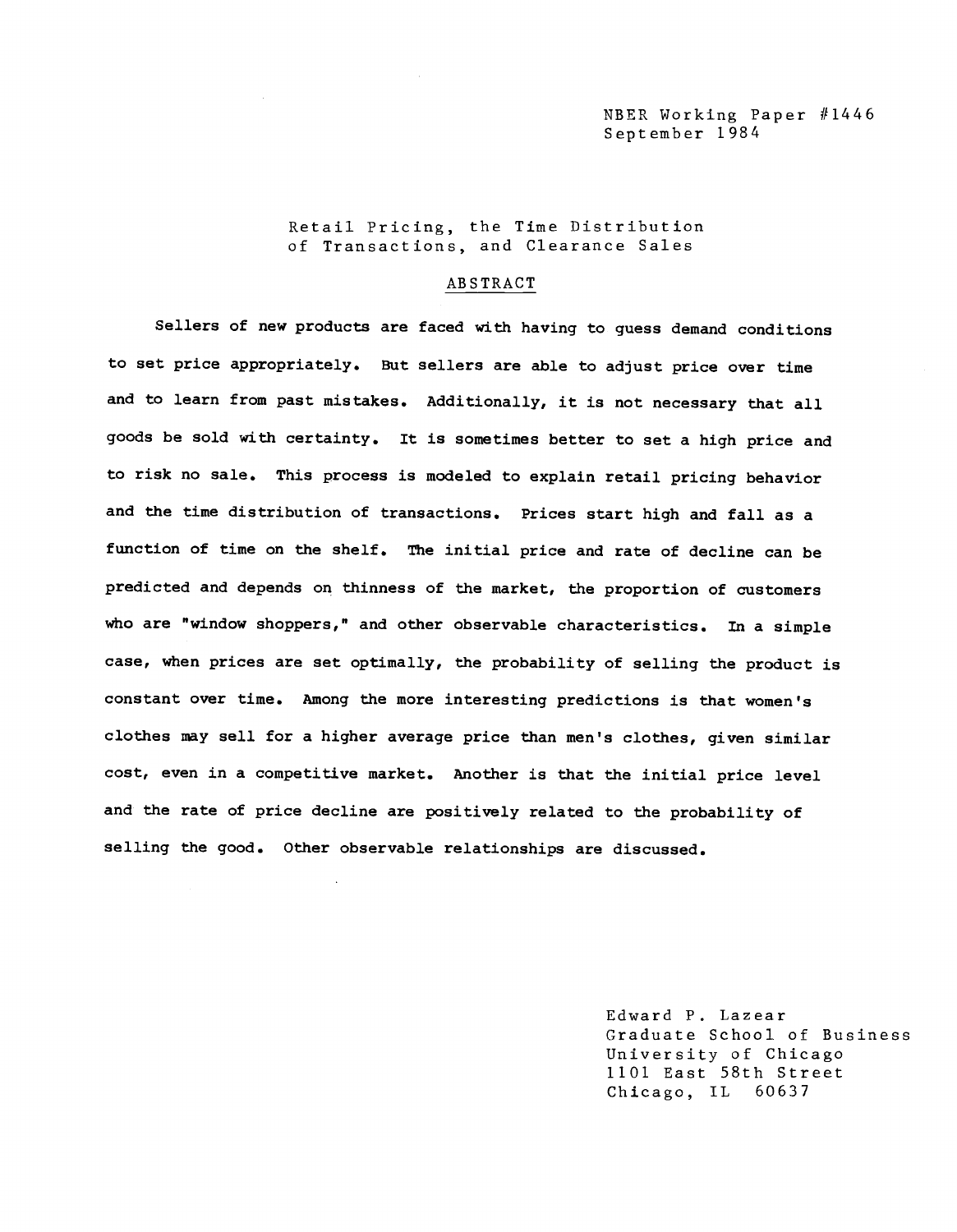NBER Working Paper #1446
September 1984

Retail Pricing, the Time Distribution of Transactions, and Clearance Sales

## ABSTRACT

Sellers of new products are faced with having to guess demand conditions to set price appropriately. But sellers are able to adjust price over time and to learn from past mistakes. Additionally, it is not necessary that all goods be sold with certainty. It is sometimes better to set a high price and to risk no sale. This process is modeled to explain retail pricing behavior and the time distribution of transactions. Prices start high and fall as a function of time on the shelf. The initial price and rate of decline can be predicted and depends on thinness of the market, the proportion of customers who are "window shoppers," and other observable characteristics. In a simple case, when prices are set optimally, the probability of selling the product is constant over time. Among the more interesting predictions is that women's clothes may sell for a higher average price than men's clothes, given similar cost, even in a competitive market. Another is that the initial price level and the rate of price decline are positively related to the probability of selling the good. Other observable relationships are discussed.

Edward P. Lazear
Graduate School of Business
University of Chicago
1101 East 58th Street
Chicago, IL 60637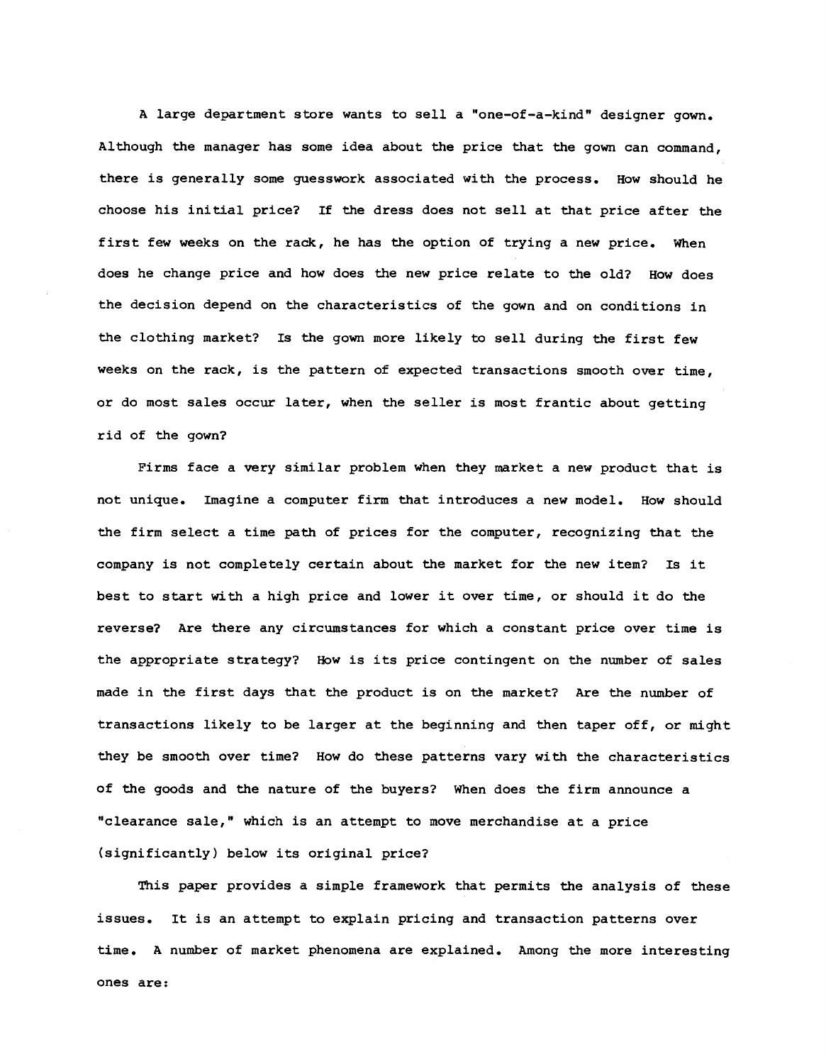A large department store wants to sell a "one-of-a-kind" designer gown. Although the manager has some idea about the price that the gown can command, there is generally some guesswork associated with the process. How should he choose his initial price? If the dress does not sell at that price after the first few weeks on the rack, he has the option of trying a new price. When does he change price and how does the new price relate to the old? How does the decision depend on the characteristics of the gown and on conditions in the clothing market? Is the gown more likely to sell during the first few weeks on the rack, is the pattern of expected transactions smooth over time, or do most sales occur later, when the seller is most frantic about getting rid of the gown?

Firms face a very similar problem when they market a new product that is not unique. Imagine a computer firm that introduces a new model. How should the firm select a time path of prices for the computer, recognizing that the company is not completely certain about the market for the new item? Is it best to start with a high price and lower it over time, or should it do the reverse? Are there any circumstances for which a constant price over time is the appropriate strategy? How is its price contingent on the number of sales made in the first days that the product is on the market? Are the number of transactions likely to be larger at the beginning and then taper off, or might they be smooth over time? How do these patterns vary with the characteristics of the goods and the nature of the buyers? When does the firm announce a "clearance sale," which is an attempt to move merchandise at a price (significantly) below its original price?

This paper provides a simple framework that permits the analysis of these issues. It is an attempt to explain pricing and transaction patterns over time. A number of market phenomena are explained. Among the more interesting ones are: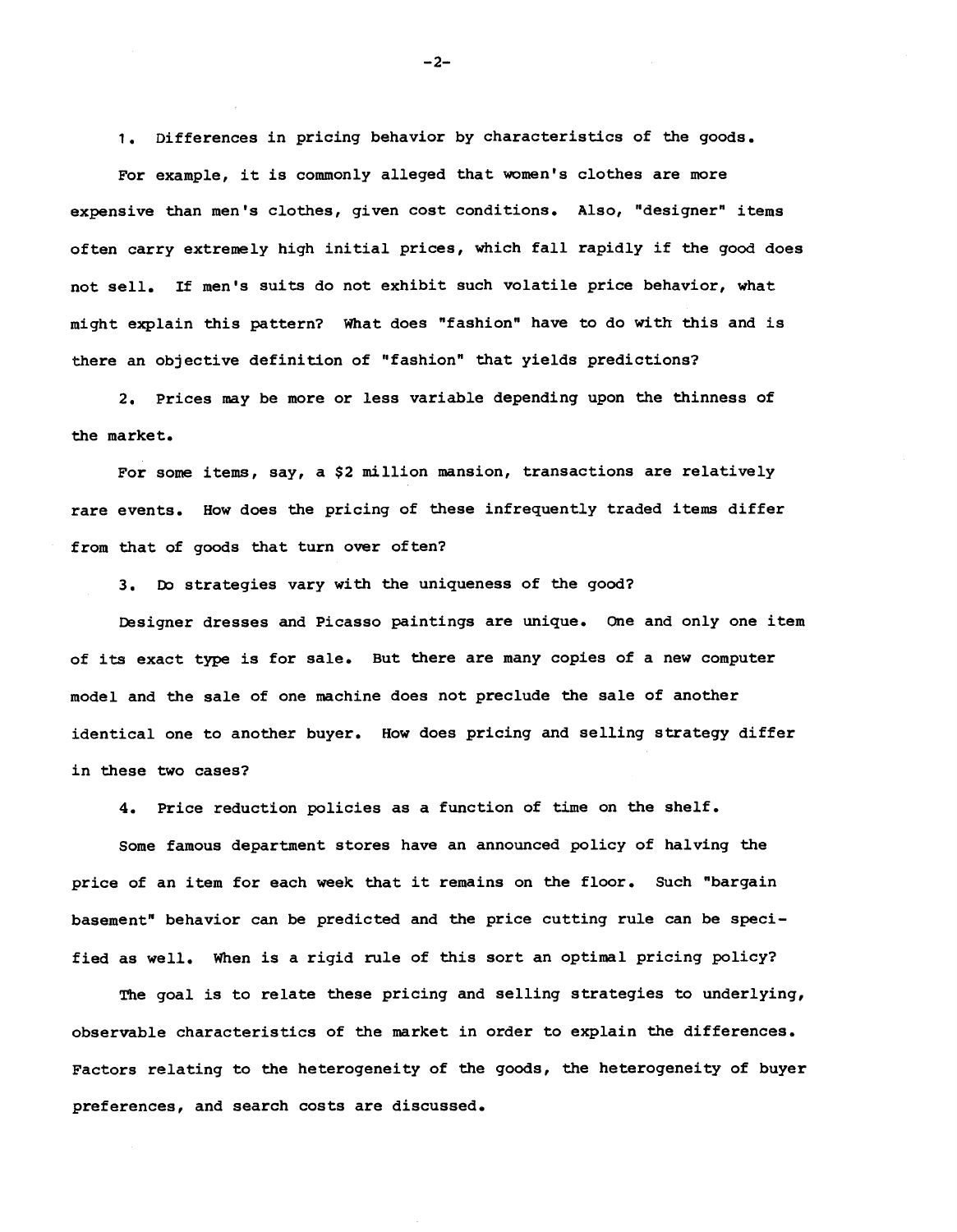1. Differences in pricing behavior by characteristics of the goods.

For example, it is commonly alleged that women's clothes are more expensive than men's clothes, given cost conditions. Also, "designer" items often carry extremely high initial prices, which fall rapidly if the good does not sell. If men's suits do not exhibit such volatile price behavior, what might explain this pattern? What does "fashion" have to do with this and is there an objective definition of "fashion" that yields predictions?

2. Prices may be more or less variable depending upon the thinness of the market.

For some items, say, a $2 million mansion, transactions are relatively rare events. How does the pricing of these infrequently traded items differ from that of goods that turn over often?

3. Do strategies vary with the uniqueness of the good?

Designer dresses and Picasso paintings are unique. One and only one item of its exact type is for sale. But there are many copies of a new computer model and the sale of one machine does not preclude the sale of another identical one to another buyer. How does pricing and selling strategy differ in these two cases?

4. Price reduction policies as a function of time on the shelf.

Some famous department stores have an announced policy of halving the price of an item for each week that it remains on the floor. Such "bargain basement" behavior can be predicted and the price cutting rule can be specified as well. When is a rigid rule of this sort an optimal pricing policy?

The goal is to relate these pricing and selling strategies to underlying, observable characteristics of the market in order to explain the differences. Factors relating to the heterogeneity of the goods, the heterogeneity of buyer preferences, and search costs are discussed.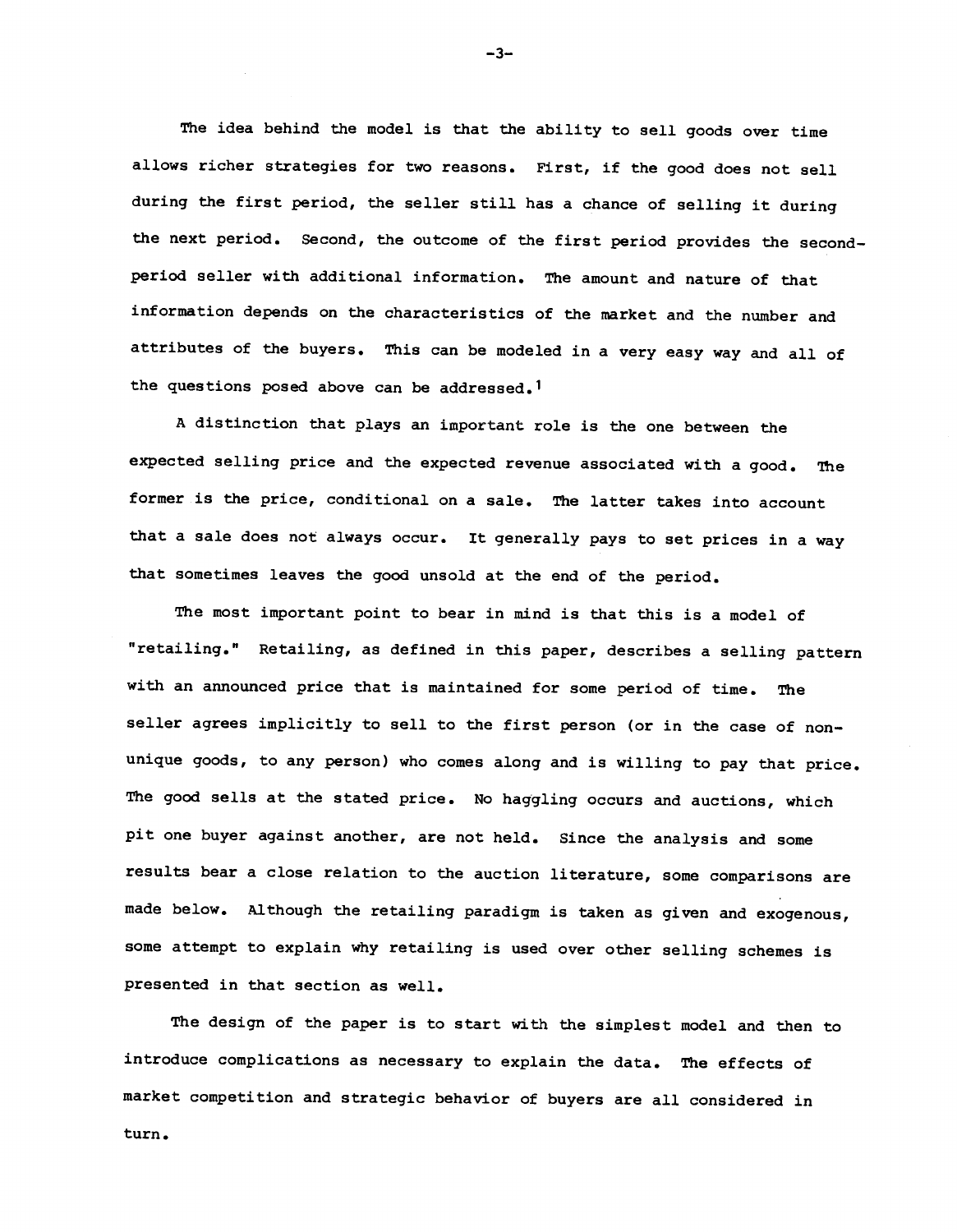The idea behind the model is that the ability to sell goods over time allows richer strategies for two reasons. First, if the good does not sell during the first period, the seller still has a chance of selling it during the next period. Second, the outcome of the first period provides the second-period seller with additional information. The amount and nature of that information depends on the characteristics of the market and the number and attributes of the buyers. This can be modeled in a very easy way and all of the questions posed above can be addressed.[1]

A distinction that plays an important role is the one between the expected selling price and the expected revenue associated with a good. The former is the price, conditional on a sale. The latter takes into account that a sale does not always occur. It generally pays to set prices in a way that sometimes leaves the good unsold at the end of the period.

The most important point to bear in mind is that this is a model of "retailing." Retailing, as defined in this paper, describes a selling pattern with an announced price that is maintained for some period of time. The seller agrees implicitly to sell to the first person (or in the case of non-unique goods, to any person) who comes along and is willing to pay that price. The good sells at the stated price. No haggling occurs and auctions, which pit one buyer against another, are not held. Since the analysis and some results bear a close relation to the auction literature, some comparisons are made below. Although the retailing paradigm is taken as given and exogenous, some attempt to explain why retailing is used over other selling schemes is presented in that section as well.

The design of the paper is to start with the simplest model and then to introduce complications as necessary to explain the data. The effects of market competition and strategic behavior of buyers are all considered in turn.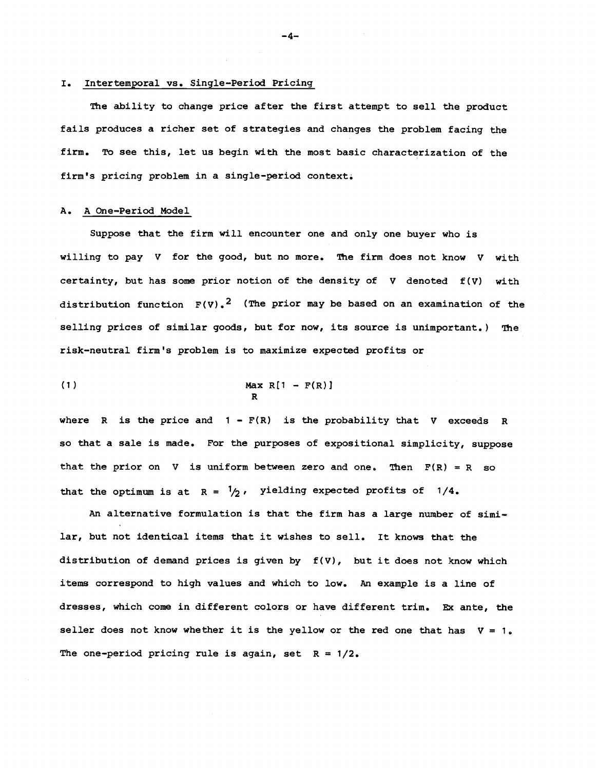## I. Intertemporal vs. Single-Period Pricing

The ability to change price after the first attempt to sell the product fails produces a richer set of strategies and changes the problem facing the firm. To see this, let us begin with the most basic characterization of the firm's pricing problem in a single-period context.

### A. A One-Period Model

Suppose that the firm will encounter one and only one buyer who is willing to pay $V$ for the good, but no more. The firm does not know $V$ with certainty, but has some prior notion of the density of $V$ denoted $f(V)$ with distribution function $F(V)$.[2] (The prior may be based on an examination of the selling prices of similar goods, but for now, its source is unimportant.) The risk-neutral firm's problem is to maximize expected profits or

$$\max_{R} R[1 - F(R)] \tag{1}$$

where $R$ is the price and $1 - F(R)$ is the probability that $V$ exceeds $R$ so that a sale is made. For the purposes of expositional simplicity, suppose that the prior on $V$ is uniform between zero and one. Then $F(R) = R$ so that the optimum is at $R = 1/2$, yielding expected profits of $1/4$.

An alternative formulation is that the firm has a large number of similar, but not identical items that it wishes to sell. It knows that the distribution of demand prices is given by $f(V)$, but it does not know which items correspond to high values and which to low. An example is a line of dresses, which come in different colors or have different trim. Ex ante, the seller does not know whether it is the yellow or the red one that has $V = 1$. The one-period pricing rule is again, set $R = 1/2$.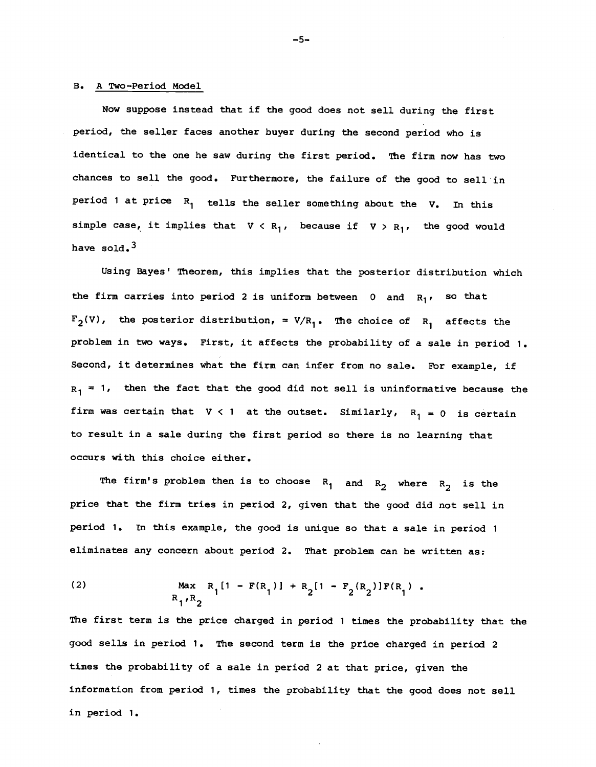## B. A Two-Period Model

Now suppose instead that if the good does not sell during the first period, the seller faces another buyer during the second period who is identical to the one he saw during the first period. The firm now has two chances to sell the good. Furthermore, the failure of the good to sell in period 1 at price $R_1$ tells the seller something about the $V$. In this simple case, it implies that $V < R_1$, because if $V > R_1$, the good would have sold.[3]

Using Bayes' Theorem, this implies that the posterior distribution which the firm carries into period 2 is uniform between 0 and $R_1$, so that $F_2(V)$, the posterior distribution, $= V/R_1$. The choice of $R_1$ affects the problem in two ways. First, it affects the probability of a sale in period 1. Second, it determines what the firm can infer from no sale. For example, if $R_1 = 1$, then the fact that the good did not sell is uninformative because the firm was certain that $V < 1$ at the outset. Similarly, $R_1 = 0$ is certain to result in a sale during the first period so there is no learning that occurs with this choice either.

The firm's problem then is to choose $R_1$ and $R_2$ where $R_2$ is the price that the firm tries in period 2, given that the good did not sell in period 1. In this example, the good is unique so that a sale in period 1 eliminates any concern about period 2. That problem can be written as:

$$\max_{R_1, R_2} \; R_1[1 - F(R_1)] + R_2[1 - F_2(R_2)]F(R_1) \; . \tag{2}$$

The first term is the price charged in period 1 times the probability that the good sells in period 1. The second term is the price charged in period 2 times the probability of a sale in period 2 at that price, given the information from period 1, times the probability that the good does not sell in period 1.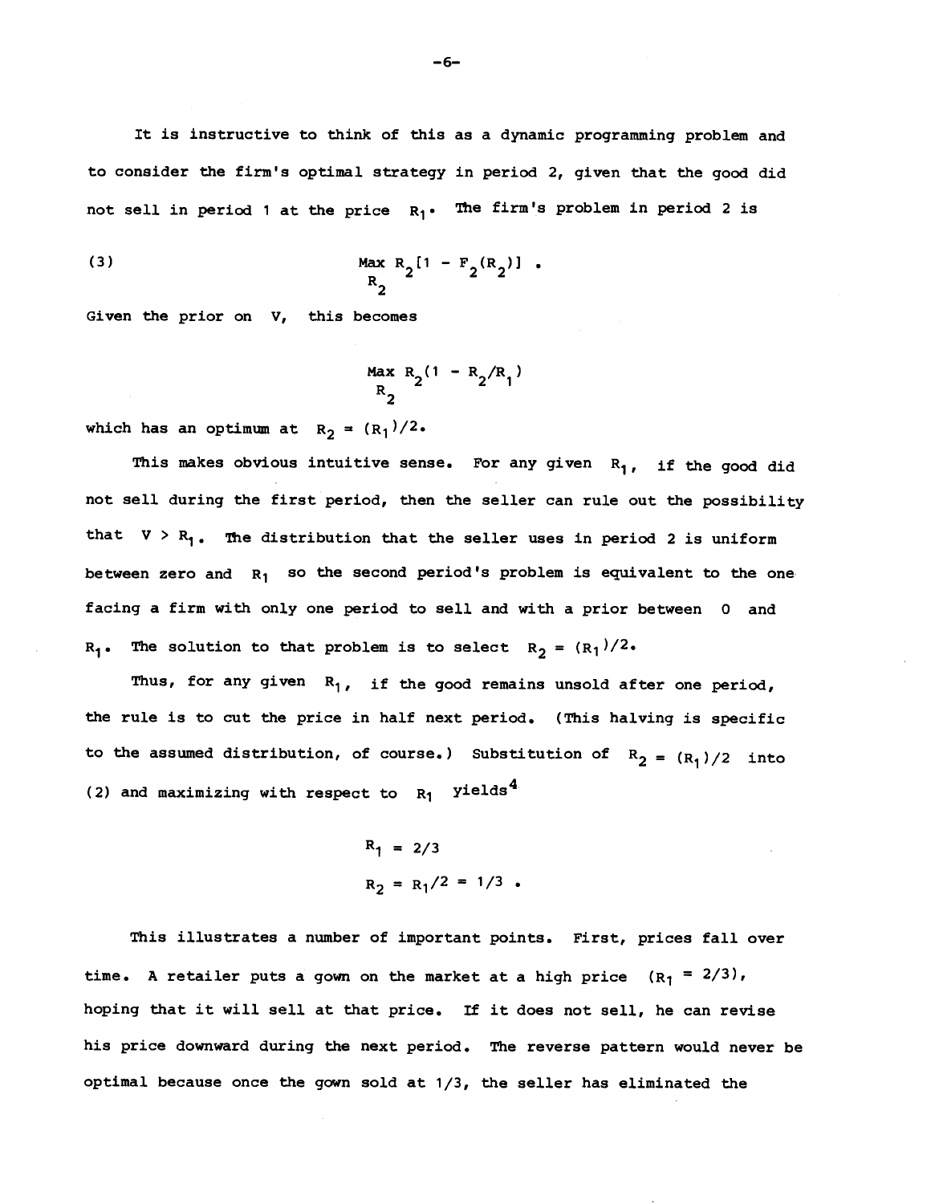It is instructive to think of this as a dynamic programming problem and to consider the firm's optimal strategy in period 2, given that the good did not sell in period 1 at the price $R_1$. The firm's problem in period 2 is

$$\max_{R_2} R_2[1 - F_2(R_2)] \ . \tag{3}$$

Given the prior on $V$, this becomes

$$\max_{R_2} R_2(1 - R_2/R_1)$$

which has an optimum at $R_2 = (R_1)/2$.

This makes obvious intuitive sense. For any given $R_1$, if the good did not sell during the first period, then the seller can rule out the possibility that $V > R_1$. The distribution that the seller uses in period 2 is uniform between zero and $R_1$ so the second period's problem is equivalent to the one facing a firm with only one period to sell and with a prior between 0 and $R_1$. The solution to that problem is to select $R_2 = (R_1)/2$.

Thus, for any given $R_1$, if the good remains unsold after one period, the rule is to cut the price in half next period. (This halving is specific to the assumed distribution, of course.) Substitution of $R_2 = (R_1)/2$ into (2) and maximizing with respect to $R_1$ yields[4]

$$R_1 = 2/3$$

$$R_2 = R_1/2 = 1/3 \ .$$

This illustrates a number of important points. First, prices fall over time. A retailer puts a gown on the market at a high price ($R_1 = 2/3$), hoping that it will sell at that price. If it does not sell, he can revise his price downward during the next period. The reverse pattern would never be optimal because once the gown sold at 1/3, the seller has eliminated the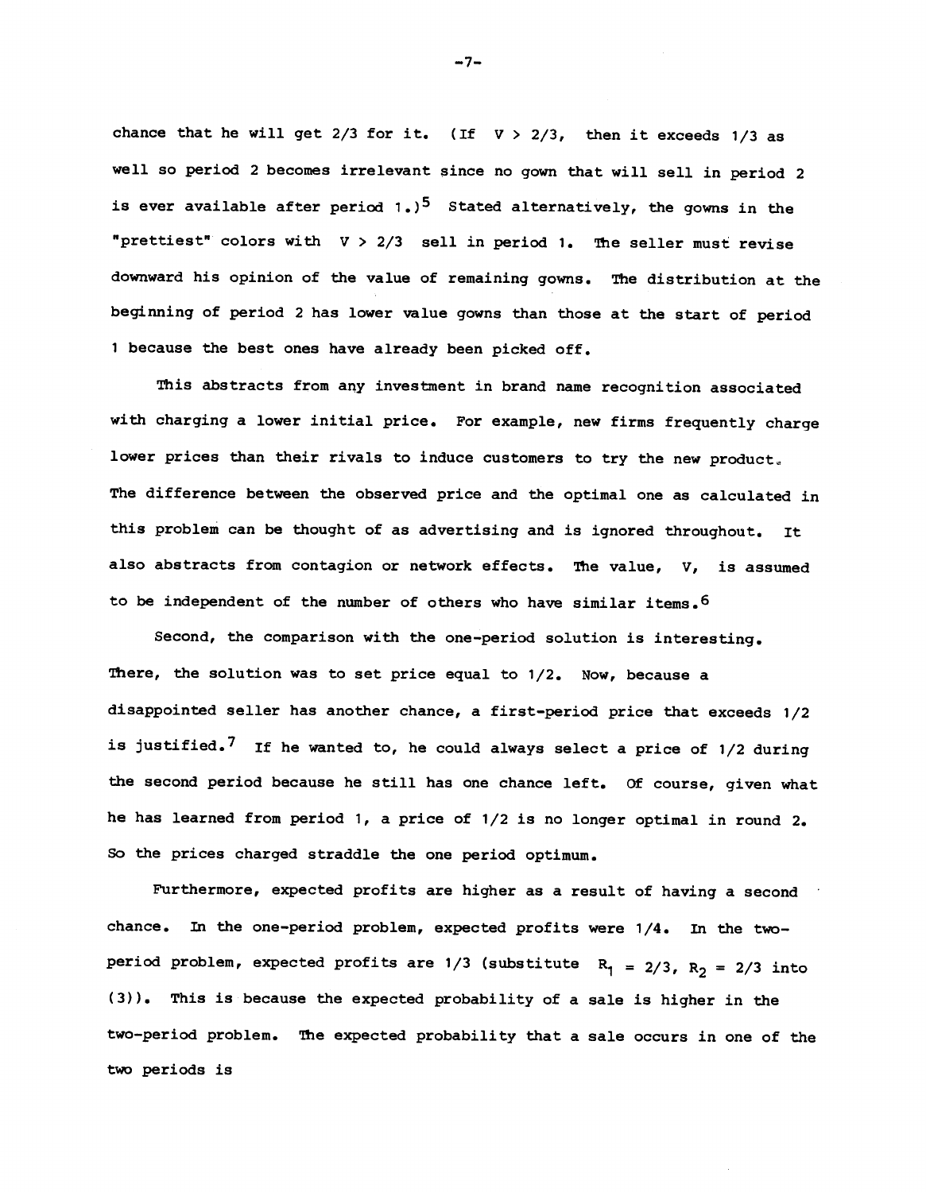chance that he will get 2/3 for it. (If $V > 2/3$, then it exceeds 1/3 as well so period 2 becomes irrelevant since no gown that will sell in period 2 is ever available after period 1.)[5] Stated alternatively, the gowns in the "prettiest" colors with $V > 2/3$ sell in period 1. The seller must revise downward his opinion of the value of remaining gowns. The distribution at the beginning of period 2 has lower value gowns than those at the start of period 1 because the best ones have already been picked off.

This abstracts from any investment in brand name recognition associated with charging a lower initial price. For example, new firms frequently charge lower prices than their rivals to induce customers to try the new product. The difference between the observed price and the optimal one as calculated in this problem can be thought of as advertising and is ignored throughout. It also abstracts from contagion or network effects. The value, $V$, is assumed to be independent of the number of others who have similar items.[6]

Second, the comparison with the one-period solution is interesting. There, the solution was to set price equal to 1/2. Now, because a disappointed seller has another chance, a first-period price that exceeds 1/2 is justified.[7] If he wanted to, he could always select a price of 1/2 during the second period because he still has one chance left. Of course, given what he has learned from period 1, a price of 1/2 is no longer optimal in round 2. So the prices charged straddle the one period optimum.

Furthermore, expected profits are higher as a result of having a second chance. In the one-period problem, expected profits were 1/4. In the two-period problem, expected profits are 1/3 (substitute $R_1 = 2/3$, $R_2 = 2/3$ into (3)). This is because the expected probability of a sale is higher in the two-period problem. The expected probability that a sale occurs in one of the two periods is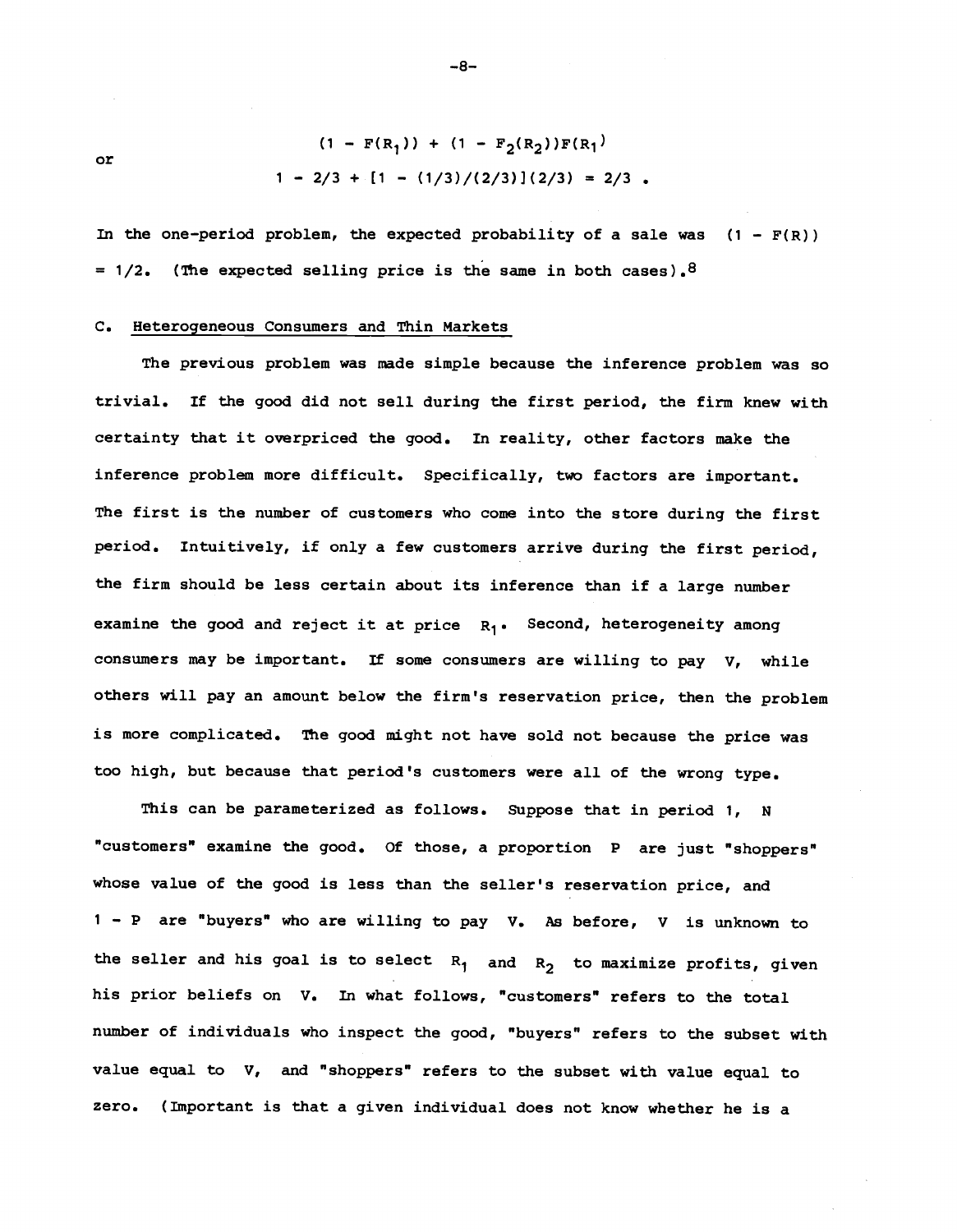or

$$(1 - F(R_1)) + (1 - F_2(R_2))F(R_1)$$

$$1 - 2/3 + [1 - (1/3)/(2/3)](2/3) = 2/3 .$$

In the one-period problem, the expected probability of a sale was $(1 - F(R)) = 1/2$. (The expected selling price is the same in both cases).[8]

## C. Heterogeneous Consumers and Thin Markets

The previous problem was made simple because the inference problem was so trivial. If the good did not sell during the first period, the firm knew with certainty that it overpriced the good. In reality, other factors make the inference problem more difficult. Specifically, two factors are important. The first is the number of customers who come into the store during the first period. Intuitively, if only a few customers arrive during the first period, the firm should be less certain about its inference than if a large number examine the good and reject it at price $R_1$. Second, heterogeneity among consumers may be important. If some consumers are willing to pay $V$, while others will pay an amount below the firm's reservation price, then the problem is more complicated. The good might not have sold not because the price was too high, but because that period's customers were all of the wrong type.

This can be parameterized as follows. Suppose that in period 1, $N$ "customers" examine the good. Of those, a proportion $P$ are just "shoppers" whose value of the good is less than the seller's reservation price, and $1 - P$ are "buyers" who are willing to pay $V$. As before, $V$ is unknown to the seller and his goal is to select $R_1$ and $R_2$ to maximize profits, given his prior beliefs on $V$. In what follows, "customers" refers to the total number of individuals who inspect the good, "buyers" refers to the subset with value equal to $V$, and "shoppers" refers to the subset with value equal to zero. (Important is that a given individual does not know whether he is a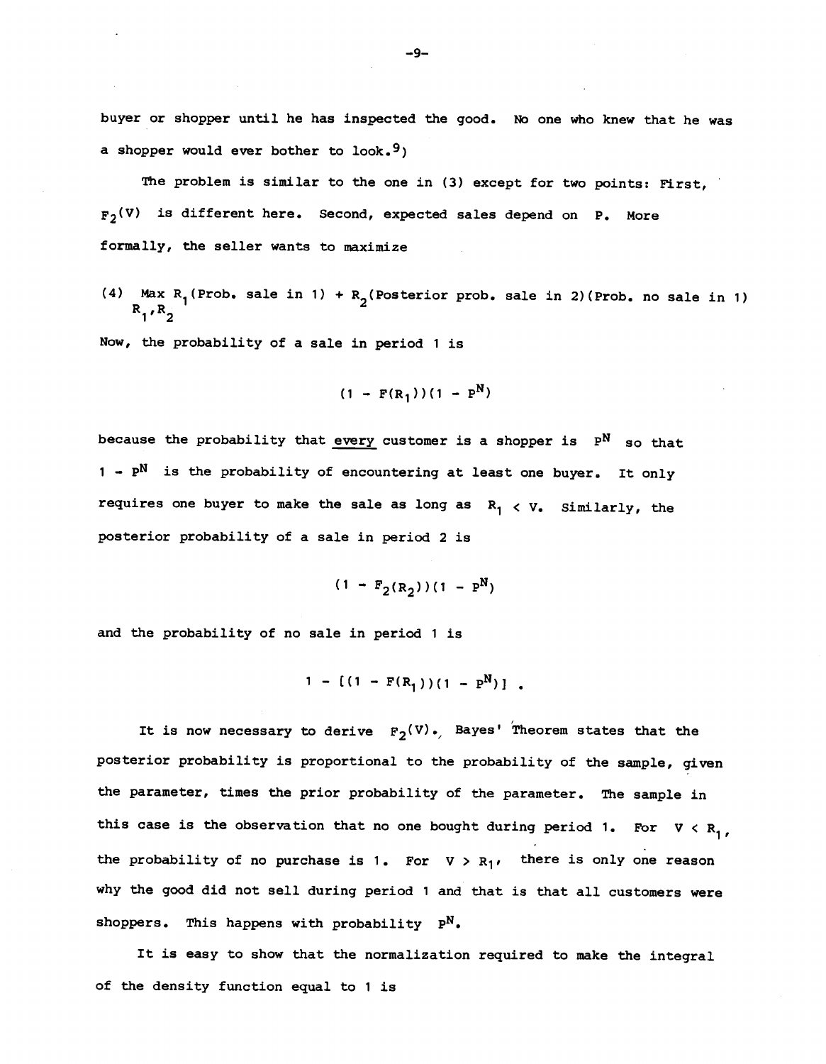buyer or shopper until he has inspected the good. No one who knew that he was a shopper would ever bother to look.[9])

The problem is similar to the one in (3) except for two points: First, $F_2(V)$ is different here. Second, expected sales depend on $P$. More formally, the seller wants to maximize

$$\text{(4)} \quad \underset{R_1, R_2}{\text{Max}} \; R_1(\text{Prob. sale in 1}) + R_2(\text{Posterior prob. sale in 2})(\text{Prob. no sale in 1})$$

Now, the probability of a sale in period 1 is

$$(1 - F(R_1))(1 - P^N)$$

because the probability that <u>every</u> customer is a shopper is $P^N$ so that $1 - P^N$ is the probability of encountering at least one buyer. It only requires one buyer to make the sale as long as $R_1 < V$. Similarly, the posterior probability of a sale in period 2 is

$$(1 - F_2(R_2))(1 - P^N)$$

and the probability of no sale in period 1 is

$$1 - [(1 - F(R_1))(1 - P^N)] \; .$$

It is now necessary to derive $F_2(V)$. Bayes' Theorem states that the posterior probability is proportional to the probability of the sample, given the parameter, times the prior probability of the parameter. The sample in this case is the observation that no one bought during period 1. For $V < R_1$, the probability of no purchase is 1. For $V > R_1$, there is only one reason why the good did not sell during period 1 and that is that all customers were shoppers. This happens with probability $P^N$.

It is easy to show that the normalization required to make the integral of the density function equal to 1 is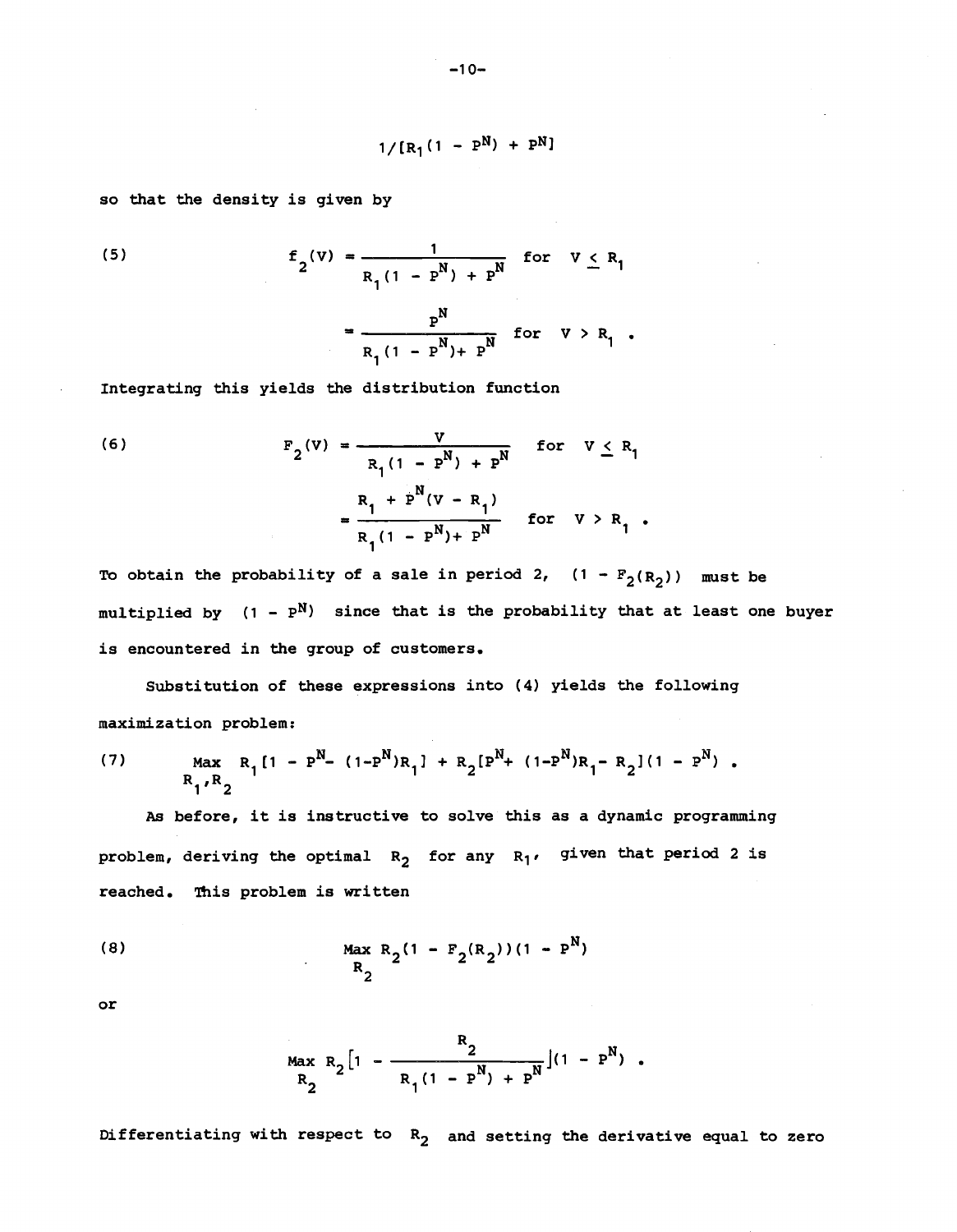$$1/[R_1(1 - P^N) + P^N]$$

so that the density is given by

$$(5) \qquad f_2(V) = \frac{1}{R_1(1 - P^N) + P^N} \quad \text{for} \quad V \leq R_1$$

$$= \frac{P^N}{R_1(1 - P^N) + P^N} \quad \text{for} \quad V > R_1 \; .$$

Integrating this yields the distribution function

$$(6) \qquad F_2(V) = \frac{V}{R_1(1 - P^N) + P^N} \quad \text{for} \quad V \leq R_1$$

$$= \frac{R_1 + P^N(V - R_1)}{R_1(1 - P^N) + P^N} \quad \text{for} \quad V > R_1 \; .$$

To obtain the probability of a sale in period 2, $(1 - F_2(R_2))$ must be multiplied by $(1 - P^N)$ since that is the probability that at least one buyer is encountered in the group of customers.

Substitution of these expressions into (4) yields the following maximization problem:

$$(7) \qquad \underset{R_1, R_2}{\text{Max}} \; R_1[1 - P^N - (1-P^N)R_1] + R_2[P^N + (1-P^N)R_1 - R_2](1 - P^N) \; .$$

As before, it is instructive to solve this as a dynamic programming problem, deriving the optimal $R_2$ for any $R_1$, given that period 2 is reached. This problem is written

$$(8) \qquad \underset{R_2}{\text{Max}} \; R_2(1 - F_2(R_2))(1 - P^N)$$

or

$$\underset{R_2}{\text{Max}} \; R_2\left[1 - \frac{R_2}{R_1(1 - P^N) + P^N}\right](1 - P^N) \; .$$

Differentiating with respect to $R_2$ and setting the derivative equal to zero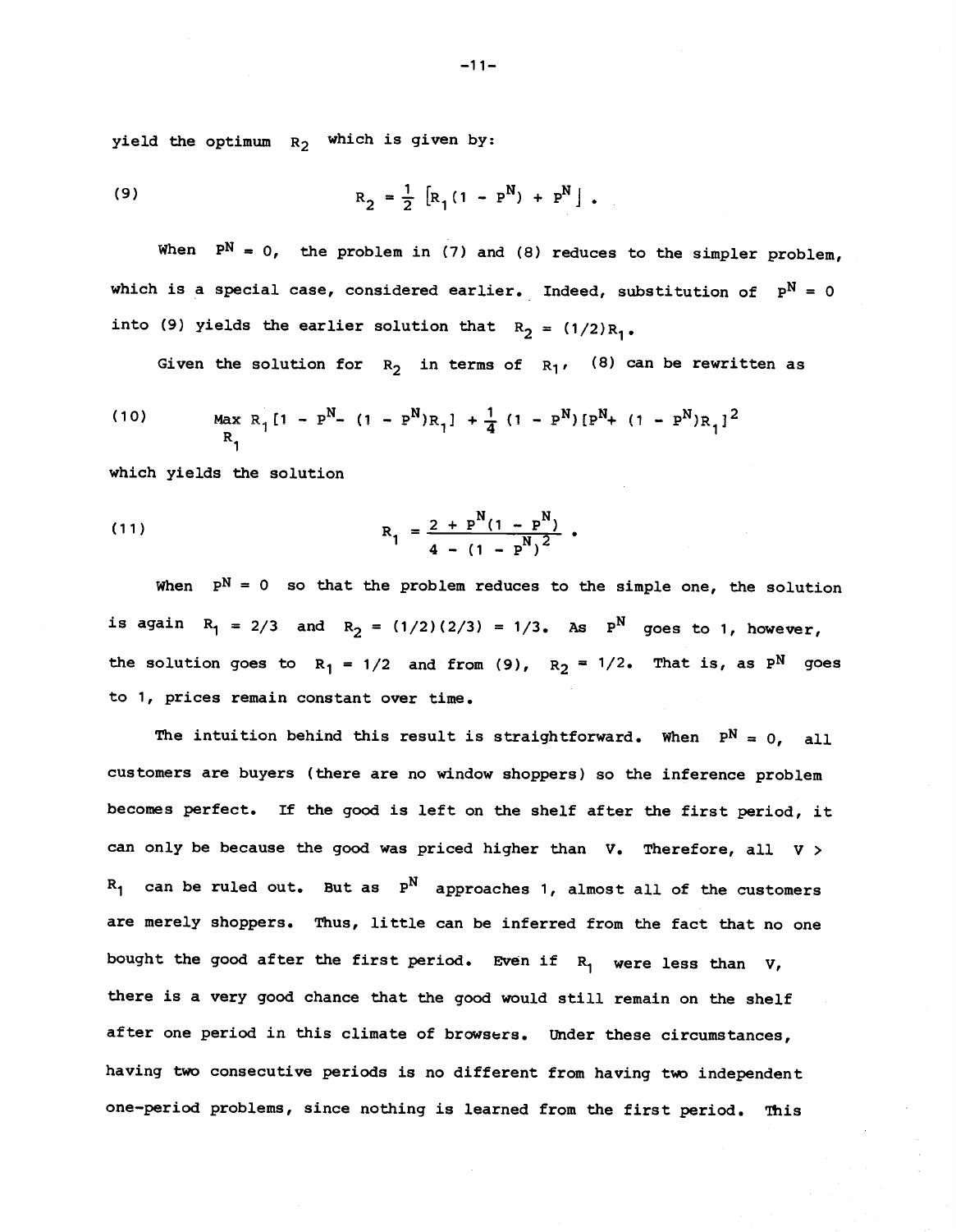yield the optimum $R_2$ which is given by:

$$(9) \qquad R_2 = \frac{1}{2}\left[R_1(1 - P^N) + P^N\right].$$

When $P^N = 0$, the problem in (7) and (8) reduces to the simpler problem, which is a special case, considered earlier. Indeed, substitution of $P^N = 0$ into (9) yields the earlier solution that $R_2 = (1/2)R_1$.

Given the solution for $R_2$ in terms of $R_1$, (8) can be rewritten as

$$(10) \qquad \underset{R_1}{\text{Max}}\ R_1[1 - P^N - (1 - P^N)R_1] + \frac{1}{4}(1 - P^N)[P^N + (1 - P^N)R_1]^2$$

which yields the solution

$$(11) \qquad R_1 = \frac{2 + P^N(1 - P^N)}{4 - (1 - P^N)^2}.$$

When $P^N = 0$ so that the problem reduces to the simple one, the solution is again $R_1 = 2/3$ and $R_2 = (1/2)(2/3) = 1/3$. As $P^N$ goes to 1, however, the solution goes to $R_1 = 1/2$ and from (9), $R_2 = 1/2$. That is, as $P^N$ goes to 1, prices remain constant over time.

The intuition behind this result is straightforward. When $P^N = 0$, all customers are buyers (there are no window shoppers) so the inference problem becomes perfect. If the good is left on the shelf after the first period, it can only be because the good was priced higher than $V$. Therefore, all $V > R_1$ can be ruled out. But as $P^N$ approaches 1, almost all of the customers are merely shoppers. Thus, little can be inferred from the fact that no one bought the good after the first period. Even if $R_1$ were less than $V$, there is a very good chance that the good would still remain on the shelf after one period in this climate of browsers. Under these circumstances, having two consecutive periods is no different from having two independent one-period problems, since nothing is learned from the first period. This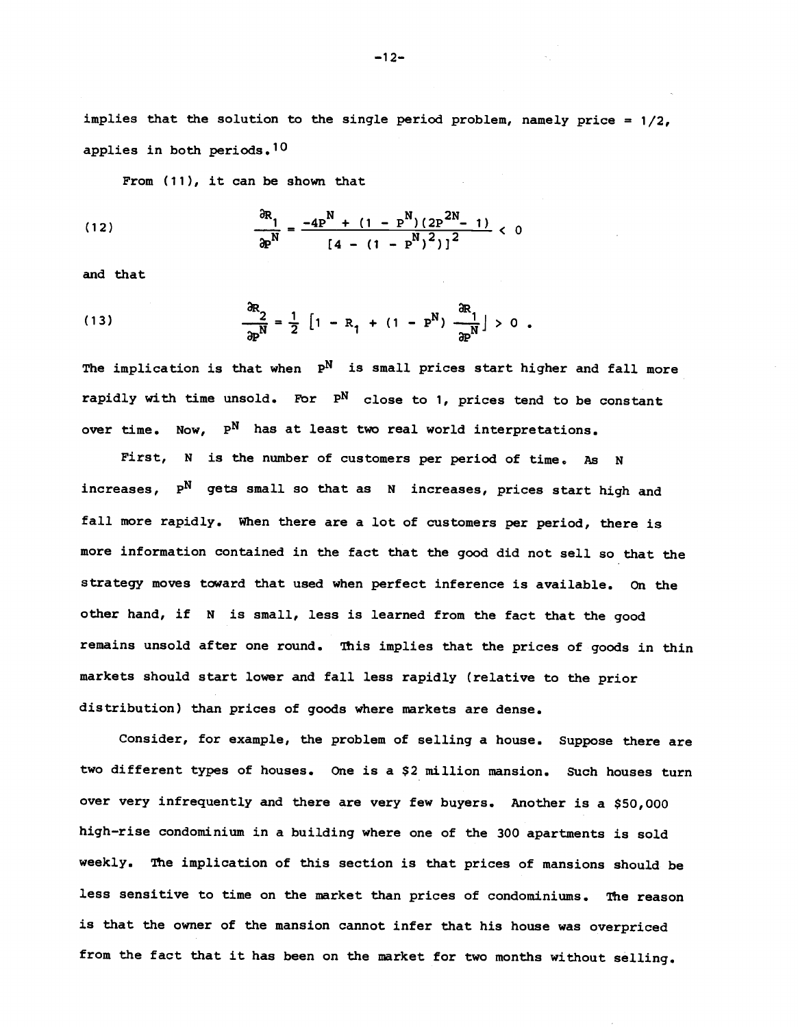implies that the solution to the single period problem, namely price = 1/2, applies in both periods.[10]

From (11), it can be shown that

$$\frac{\partial R_1}{\partial P^N} = \frac{-4P^N + (1 - P^N)(2P^{2N} - 1)}{[4 - (1 - P^N)^2)]^2} < 0 \tag{12}$$

and that

$$\frac{\partial R_2}{\partial P^N} = \frac{1}{2}\left[1 - R_1 + (1 - P^N)\frac{\partial R_1}{\partial P^N}\right] > 0 . \tag{13}$$

The implication is that when $P^N$ is small prices start higher and fall more rapidly with time unsold. For $P^N$ close to 1, prices tend to be constant over time. Now, $P^N$ has at least two real world interpretations.

First, $N$ is the number of customers per period of time. As $N$ increases, $P^N$ gets small so that as $N$ increases, prices start high and fall more rapidly. When there are a lot of customers per period, there is more information contained in the fact that the good did not sell so that the strategy moves toward that used when perfect inference is available. On the other hand, if $N$ is small, less is learned from the fact that the good remains unsold after one round. This implies that the prices of goods in thin markets should start lower and fall less rapidly (relative to the prior distribution) than prices of goods where markets are dense.

Consider, for example, the problem of selling a house. Suppose there are two different types of houses. One is a \$2 million mansion. Such houses turn over very infrequently and there are very few buyers. Another is a \$50,000 high-rise condominium in a building where one of the 300 apartments is sold weekly. The implication of this section is that prices of mansions should be less sensitive to time on the market than prices of condominiums. The reason is that the owner of the mansion cannot infer that his house was overpriced from the fact that it has been on the market for two months without selling.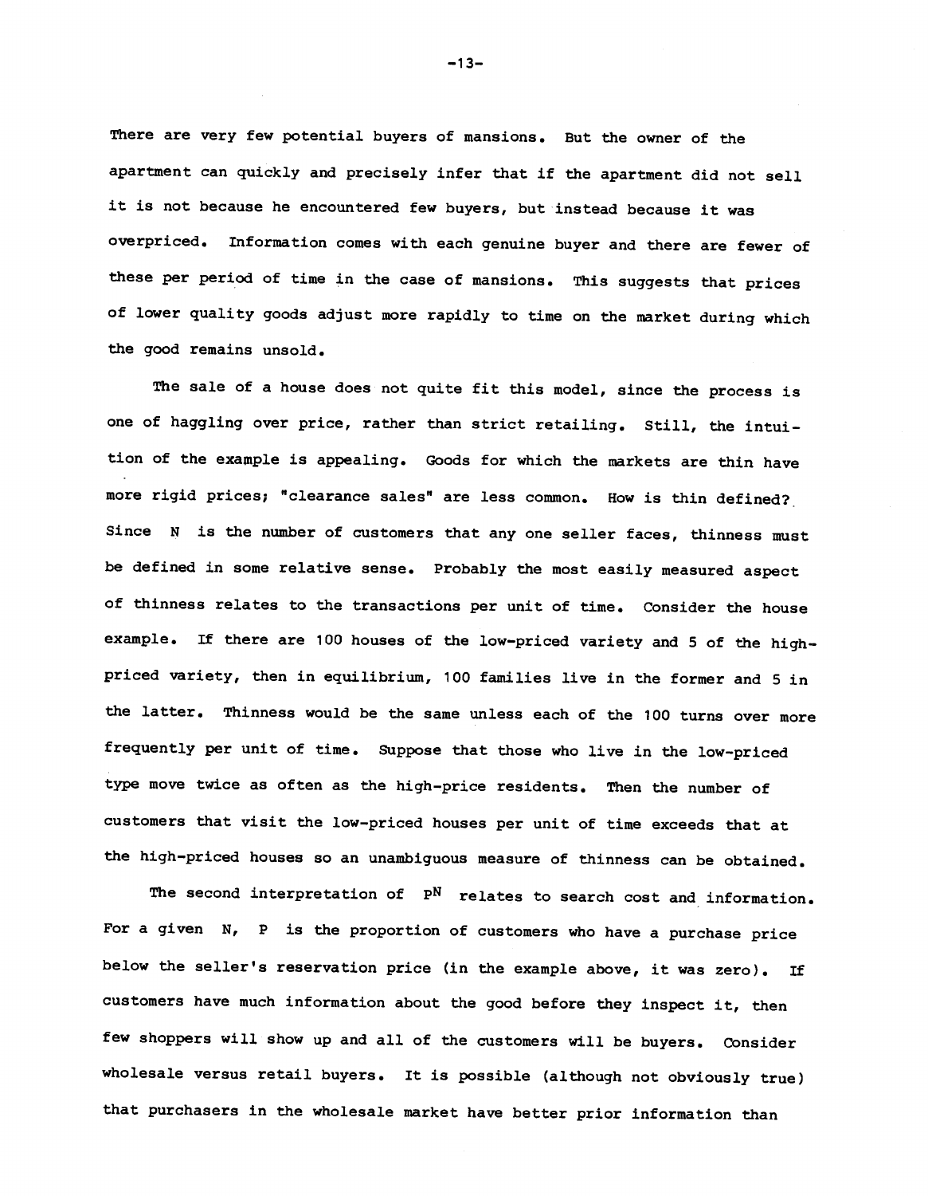There are very few potential buyers of mansions. But the owner of the apartment can quickly and precisely infer that if the apartment did not sell it is not because he encountered few buyers, but instead because it was overpriced. Information comes with each genuine buyer and there are fewer of these per period of time in the case of mansions. This suggests that prices of lower quality goods adjust more rapidly to time on the market during which the good remains unsold.

The sale of a house does not quite fit this model, since the process is one of haggling over price, rather than strict retailing. Still, the intuition of the example is appealing. Goods for which the markets are thin have more rigid prices; "clearance sales" are less common. How is thin defined? Since $N$ is the number of customers that any one seller faces, thinness must be defined in some relative sense. Probably the most easily measured aspect of thinness relates to the transactions per unit of time. Consider the house example. If there are 100 houses of the low-priced variety and 5 of the high-priced variety, then in equilibrium, 100 families live in the former and 5 in the latter. Thinness would be the same unless each of the 100 turns over more frequently per unit of time. Suppose that those who live in the low-priced type move twice as often as the high-price residents. Then the number of customers that visit the low-priced houses per unit of time exceeds that at the high-priced houses so an unambiguous measure of thinness can be obtained.

The second interpretation of $P^N$ relates to search cost and information. For a given $N$, $P$ is the proportion of customers who have a purchase price below the seller's reservation price (in the example above, it was zero). If customers have much information about the good before they inspect it, then few shoppers will show up and all of the customers will be buyers. Consider wholesale versus retail buyers. It is possible (although not obviously true) that purchasers in the wholesale market have better prior information than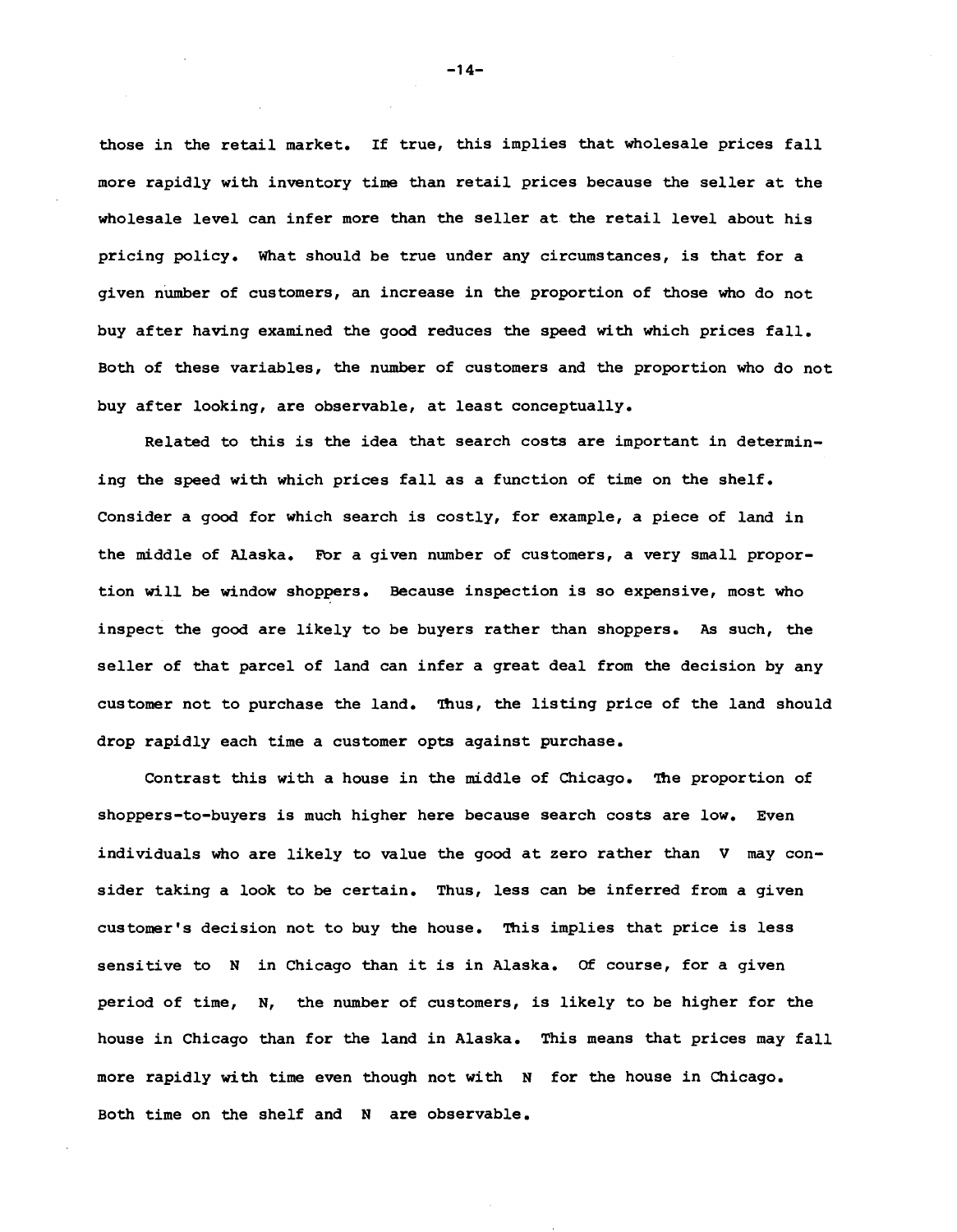those in the retail market. If true, this implies that wholesale prices fall more rapidly with inventory time than retail prices because the seller at the wholesale level can infer more than the seller at the retail level about his pricing policy. What should be true under any circumstances, is that for a given number of customers, an increase in the proportion of those who do not buy after having examined the good reduces the speed with which prices fall. Both of these variables, the number of customers and the proportion who do not buy after looking, are observable, at least conceptually.

Related to this is the idea that search costs are important in determining the speed with which prices fall as a function of time on the shelf. Consider a good for which search is costly, for example, a piece of land in the middle of Alaska. For a given number of customers, a very small proportion will be window shoppers. Because inspection is so expensive, most who inspect the good are likely to be buyers rather than shoppers. As such, the seller of that parcel of land can infer a great deal from the decision by any customer not to purchase the land. Thus, the listing price of the land should drop rapidly each time a customer opts against purchase.

Contrast this with a house in the middle of Chicago. The proportion of shoppers-to-buyers is much higher here because search costs are low. Even individuals who are likely to value the good at zero rather than $V$ may consider taking a look to be certain. Thus, less can be inferred from a given customer's decision not to buy the house. This implies that price is less sensitive to $N$ in Chicago than it is in Alaska. Of course, for a given period of time, $N$, the number of customers, is likely to be higher for the house in Chicago than for the land in Alaska. This means that prices may fall more rapidly with time even though not with $N$ for the house in Chicago. Both time on the shelf and $N$ are observable.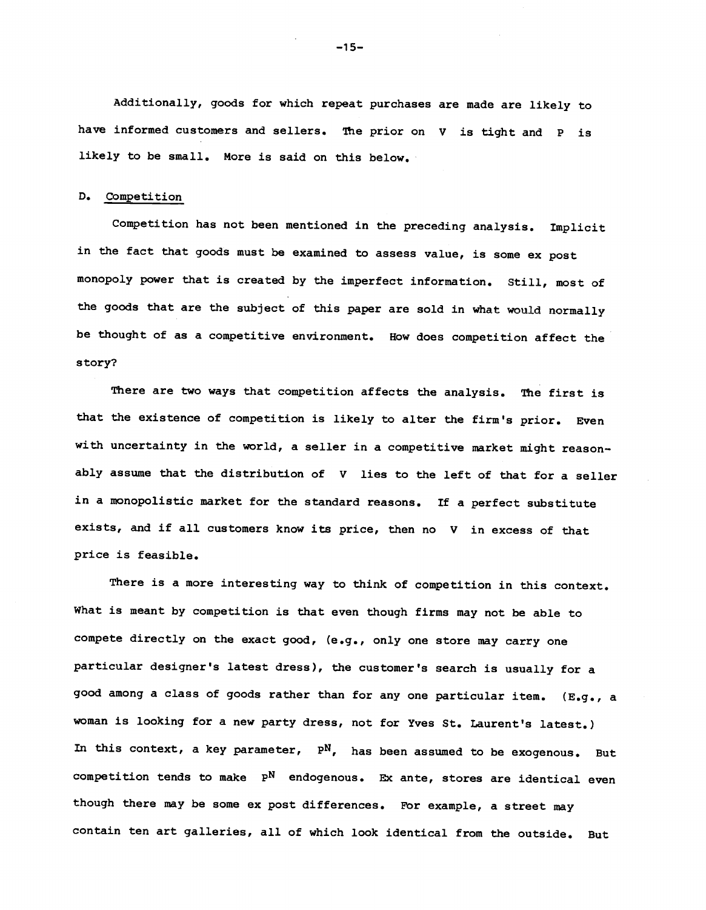Additionally, goods for which repeat purchases are made are likely to have informed customers and sellers. The prior on $V$ is tight and $P$ is likely to be small. More is said on this below.

### D. Competition

Competition has not been mentioned in the preceding analysis. Implicit in the fact that goods must be examined to assess value, is some ex post monopoly power that is created by the imperfect information. Still, most of the goods that are the subject of this paper are sold in what would normally be thought of as a competitive environment. How does competition affect the story?

There are two ways that competition affects the analysis. The first is that the existence of competition is likely to alter the firm's prior. Even with uncertainty in the world, a seller in a competitive market might reasonably assume that the distribution of $V$ lies to the left of that for a seller in a monopolistic market for the standard reasons. If a perfect substitute exists, and if all customers know its price, then no $V$ in excess of that price is feasible.

There is a more interesting way to think of competition in this context. What is meant by competition is that even though firms may not be able to compete directly on the exact good, (e.g., only one store may carry one particular designer's latest dress), the customer's search is usually for a good among a class of goods rather than for any one particular item. (E.g., a woman is looking for a new party dress, not for Yves St. Laurent's latest.) In this context, a key parameter, $P^N$, has been assumed to be exogenous. But competition tends to make $P^N$ endogenous. Ex ante, stores are identical even though there may be some ex post differences. For example, a street may contain ten art galleries, all of which look identical from the outside. But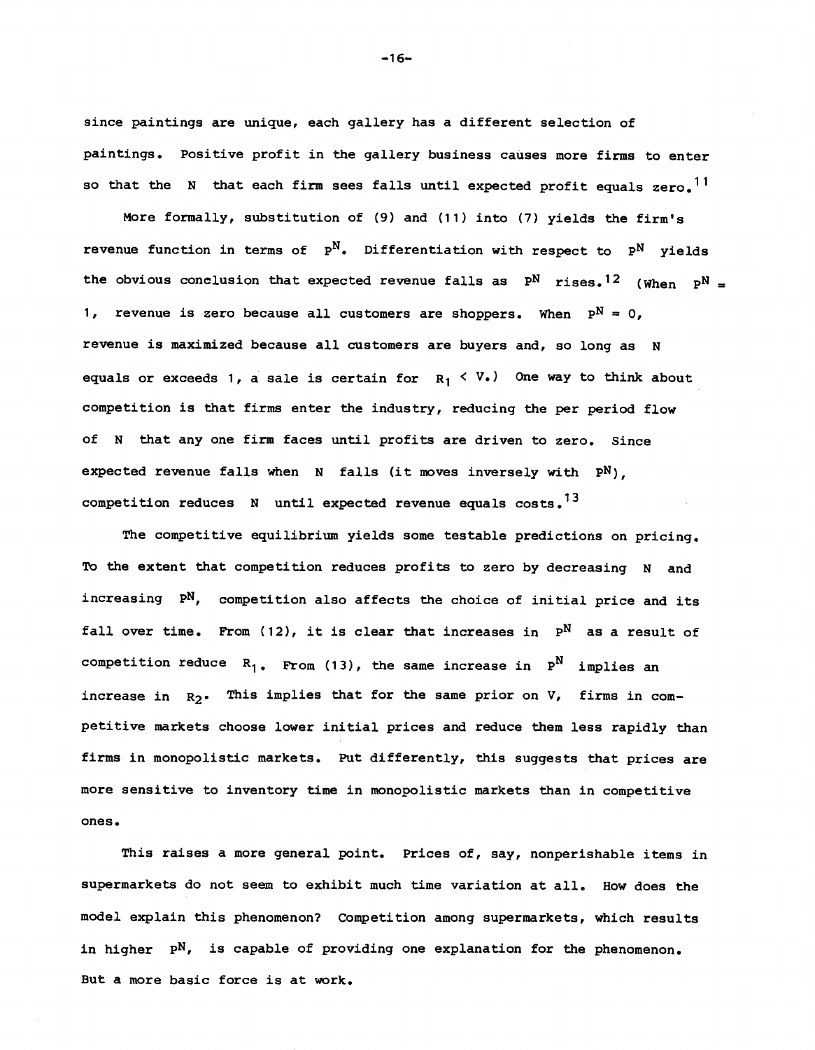since paintings are unique, each gallery has a different selection of paintings. Positive profit in the gallery business causes more firms to enter so that the $N$ that each firm sees falls until expected profit equals zero.[11]

More formally, substitution of (9) and (11) into (7) yields the firm's revenue function in terms of $P^N$. Differentiation with respect to $P^N$ yields the obvious conclusion that expected revenue falls as $P^N$ rises.[12] (When $P^N = 1$, revenue is zero because all customers are shoppers. When $P^N = 0$, revenue is maximized because all customers are buyers and, so long as $N$ equals or exceeds 1, a sale is certain for $R_1 < V$.) One way to think about competition is that firms enter the industry, reducing the per period flow of $N$ that any one firm faces until profits are driven to zero. Since expected revenue falls when $N$ falls (it moves inversely with $P^N$), competition reduces $N$ until expected revenue equals costs.[13]

The competitive equilibrium yields some testable predictions on pricing. To the extent that competition reduces profits to zero by decreasing $N$ and increasing $P^N$, competition also affects the choice of initial price and its fall over time. From (12), it is clear that increases in $P^N$ as a result of competition reduce $R_1$. From (13), the same increase in $P^N$ implies an increase in $R_2$. This implies that for the same prior on V, firms in competitive markets choose lower initial prices and reduce them less rapidly than firms in monopolistic markets. Put differently, this suggests that prices are more sensitive to inventory time in monopolistic markets than in competitive ones.

This raises a more general point. Prices of, say, nonperishable items in supermarkets do not seem to exhibit much time variation at all. How does the model explain this phenomenon? Competition among supermarkets, which results in higher $P^N$, is capable of providing one explanation for the phenomenon. But a more basic force is at work.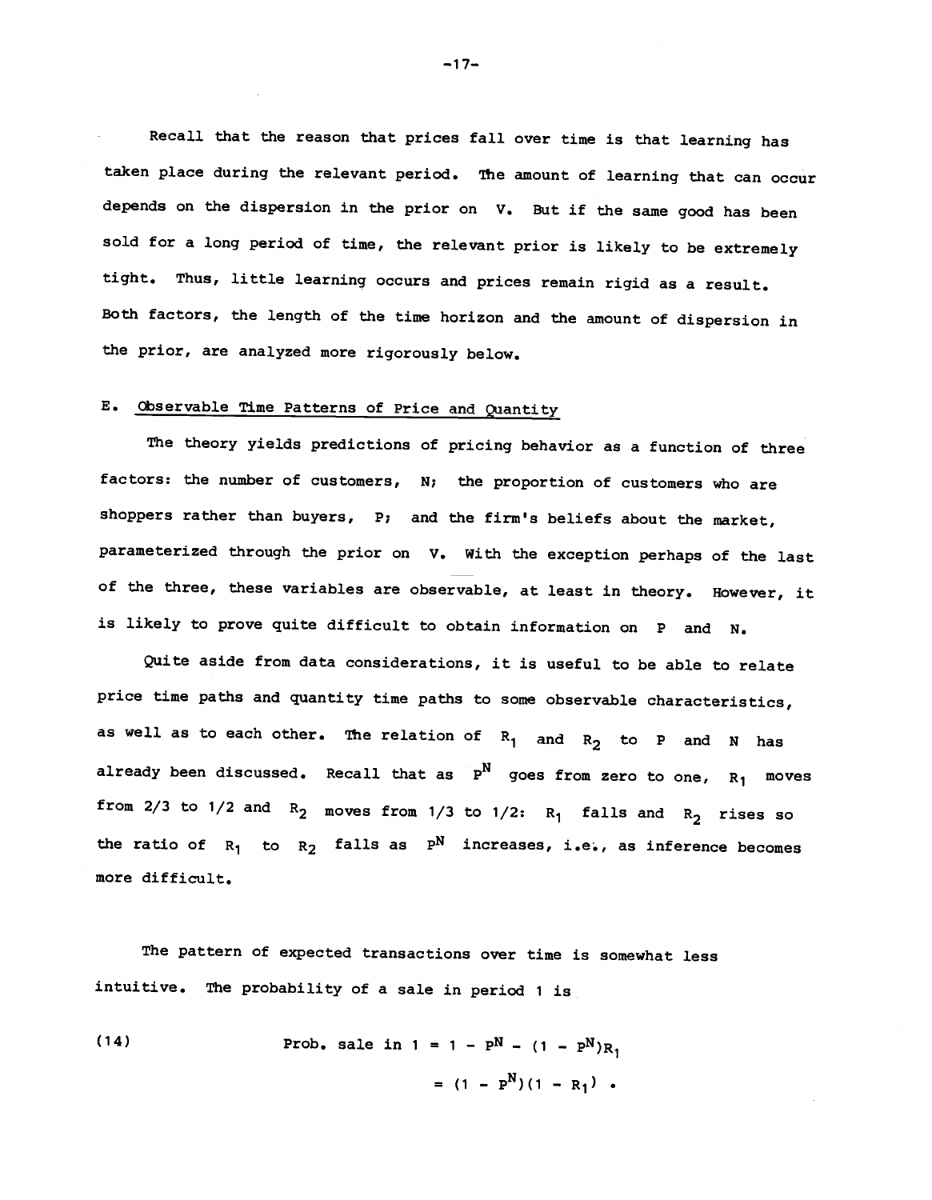Recall that the reason that prices fall over time is that learning has taken place during the relevant period. The amount of learning that can occur depends on the dispersion in the prior on $V$. But if the same good has been sold for a long period of time, the relevant prior is likely to be extremely tight. Thus, little learning occurs and prices remain rigid as a result. Both factors, the length of the time horizon and the amount of dispersion in the prior, are analyzed more rigorously below.

## E. Observable Time Patterns of Price and Quantity

The theory yields predictions of pricing behavior as a function of three factors: the number of customers, $N$; the proportion of customers who are shoppers rather than buyers, $P$; and the firm's beliefs about the market, parameterized through the prior on $V$. With the exception perhaps of the last of the three, these variables are observable, at least in theory. However, it is likely to prove quite difficult to obtain information on $P$ and $N$.

Quite aside from data considerations, it is useful to be able to relate price time paths and quantity time paths to some observable characteristics, as well as to each other. The relation of $R_1$ and $R_2$ to $P$ and $N$ has already been discussed. Recall that as $P^N$ goes from zero to one, $R_1$ moves from 2/3 to 1/2 and $R_2$ moves from 1/3 to 1/2: $R_1$ falls and $R_2$ rises so the ratio of $R_1$ to $R_2$ falls as $P^N$ increases, i.e., as inference becomes more difficult.

The pattern of expected transactions over time is somewhat less intuitive. The probability of a sale in period 1 is

$$
\text{(14)} \qquad \text{Prob. sale in } 1 = 1 - P^N - (1 - P^N)R_1 = (1 - P^N)(1 - R_1) \;.
$$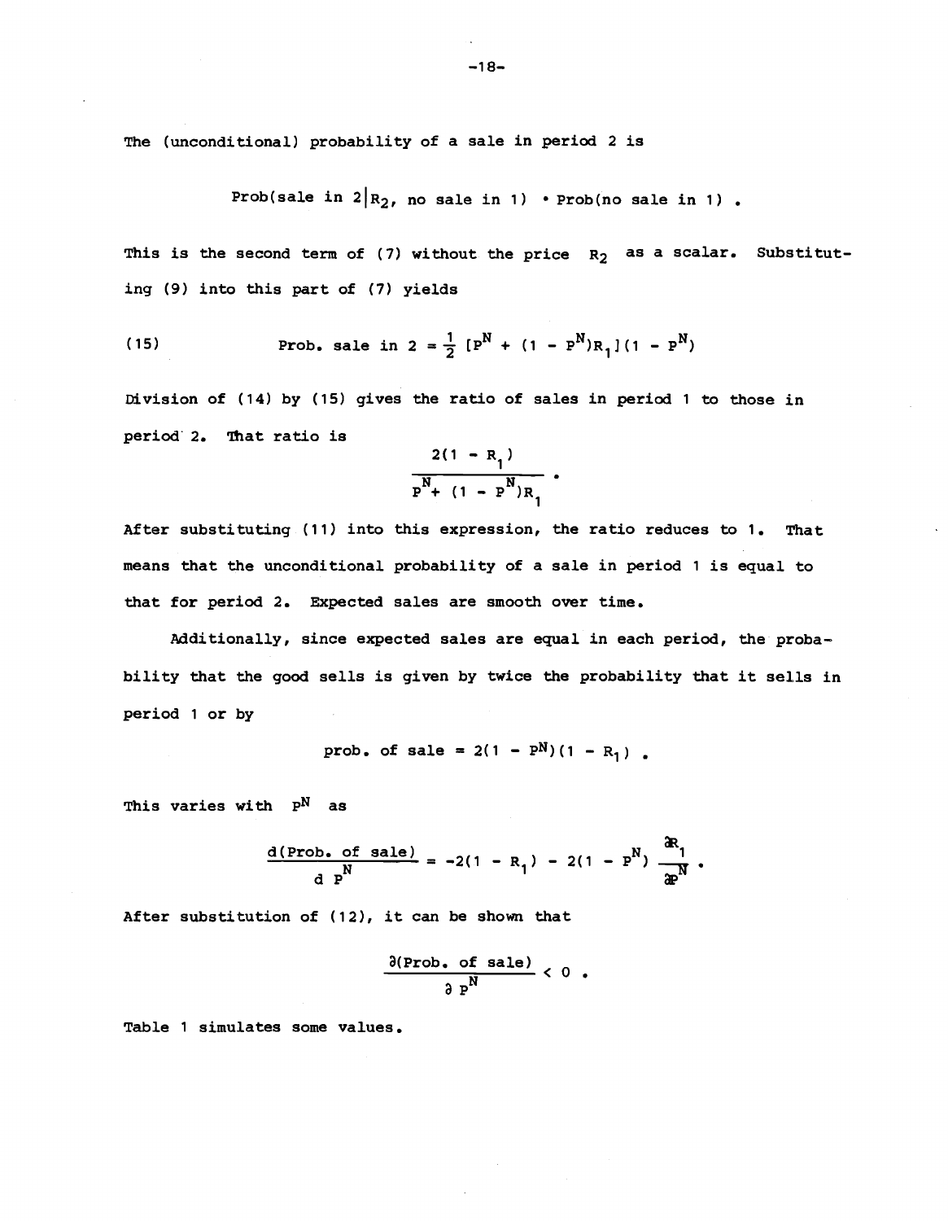The (unconditional) probability of a sale in period 2 is

$$\text{Prob(sale in } 2 | R_2, \text{ no sale in } 1) \cdot \text{Prob(no sale in } 1) .$$

This is the second term of (7) without the price $R_2$ as a scalar. Substituting (9) into this part of (7) yields

$$\text{(15)} \qquad \text{Prob. sale in } 2 = \frac{1}{2} [P^N + (1 - P^N)R_1](1 - P^N)$$

Division of (14) by (15) gives the ratio of sales in period 1 to those in period 2. That ratio is

$$\frac{2(1 - R_1)}{P^N + (1 - P^N)R_1} .$$

After substituting (11) into this expression, the ratio reduces to 1. That means that the unconditional probability of a sale in period 1 is equal to that for period 2. Expected sales are smooth over time.

Additionally, since expected sales are equal in each period, the probability that the good sells is given by twice the probability that it sells in period 1 or by

$$\text{prob. of sale} = 2(1 - P^N)(1 - R_1) .$$

This varies with $P^N$ as

$$\frac{d(\text{Prob. of sale})}{d\, P^N} = -2(1 - R_1) - 2(1 - P^N) \frac{\partial R_1}{\partial P^N} .$$

After substitution of (12), it can be shown that

$$\frac{\partial(\text{Prob. of sale})}{\partial\, P^N} < 0 .$$

Table 1 simulates some values.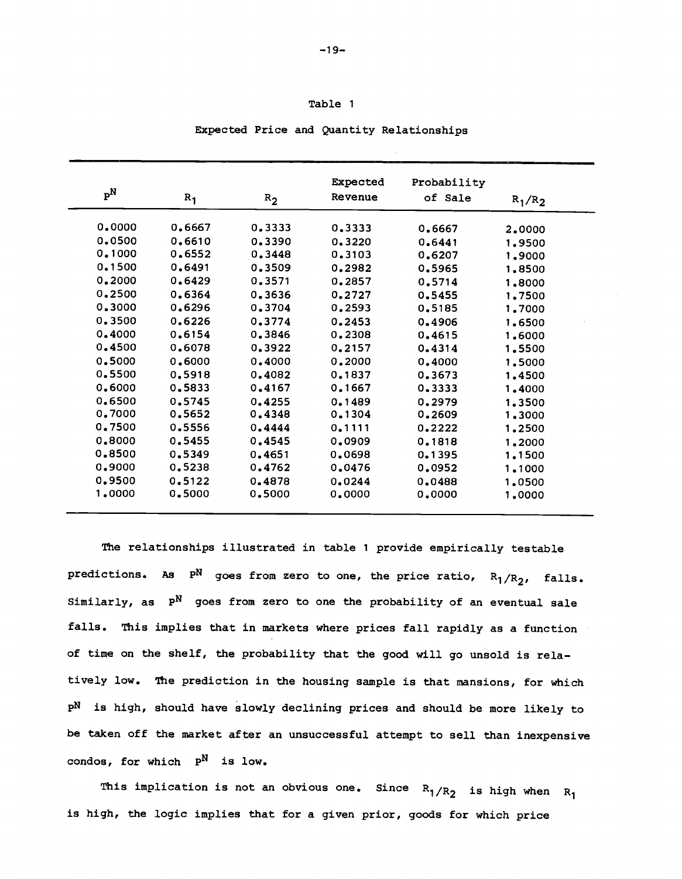Table 1

Expected Price and Quantity Relationships

| $p^N$ | $R_1$ | $R_2$ | Expected Revenue | Probability of Sale | $R_1/R_2$ |
|---|---|---|---|---|---|
| 0.0000 | 0.6667 | 0.3333 | 0.3333 | 0.6667 | 2.0000 |
| 0.0500 | 0.6610 | 0.3390 | 0.3220 | 0.6441 | 1.9500 |
| 0.1000 | 0.6552 | 0.3448 | 0.3103 | 0.6207 | 1.9000 |
| 0.1500 | 0.6491 | 0.3509 | 0.2982 | 0.5965 | 1.8500 |
| 0.2000 | 0.6429 | 0.3571 | 0.2857 | 0.5714 | 1.8000 |
| 0.2500 | 0.6364 | 0.3636 | 0.2727 | 0.5455 | 1.7500 |
| 0.3000 | 0.6296 | 0.3704 | 0.2593 | 0.5185 | 1.7000 |
| 0.3500 | 0.6226 | 0.3774 | 0.2453 | 0.4906 | 1.6500 |
| 0.4000 | 0.6154 | 0.3846 | 0.2308 | 0.4615 | 1.6000 |
| 0.4500 | 0.6078 | 0.3922 | 0.2157 | 0.4314 | 1.5500 |
| 0.5000 | 0.6000 | 0.4000 | 0.2000 | 0.4000 | 1.5000 |
| 0.5500 | 0.5918 | 0.4082 | 0.1837 | 0.3673 | 1.4500 |
| 0.6000 | 0.5833 | 0.4167 | 0.1667 | 0.3333 | 1.4000 |
| 0.6500 | 0.5745 | 0.4255 | 0.1489 | 0.2979 | 1.3500 |
| 0.7000 | 0.5652 | 0.4348 | 0.1304 | 0.2609 | 1.3000 |
| 0.7500 | 0.5556 | 0.4444 | 0.1111 | 0.2222 | 1.2500 |
| 0.8000 | 0.5455 | 0.4545 | 0.0909 | 0.1818 | 1.2000 |
| 0.8500 | 0.5349 | 0.4651 | 0.0698 | 0.1395 | 1.1500 |
| 0.9000 | 0.5238 | 0.4762 | 0.0476 | 0.0952 | 1.1000 |
| 0.9500 | 0.5122 | 0.4878 | 0.0244 | 0.0488 | 1.0500 |
| 1.0000 | 0.5000 | 0.5000 | 0.0000 | 0.0000 | 1.0000 |

The relationships illustrated in table 1 provide empirically testable predictions. As $p^N$ goes from zero to one, the price ratio, $R_1/R_2$, falls. Similarly, as $p^N$ goes from zero to one the probability of an eventual sale falls. This implies that in markets where prices fall rapidly as a function of time on the shelf, the probability that the good will go unsold is relatively low. The prediction in the housing sample is that mansions, for which $p^N$ is high, should have slowly declining prices and should be more likely to be taken off the market after an unsuccessful attempt to sell than inexpensive condos, for which $p^N$ is low.

This implication is not an obvious one. Since $R_1/R_2$ is high when $R_1$ is high, the logic implies that for a given prior, goods for which price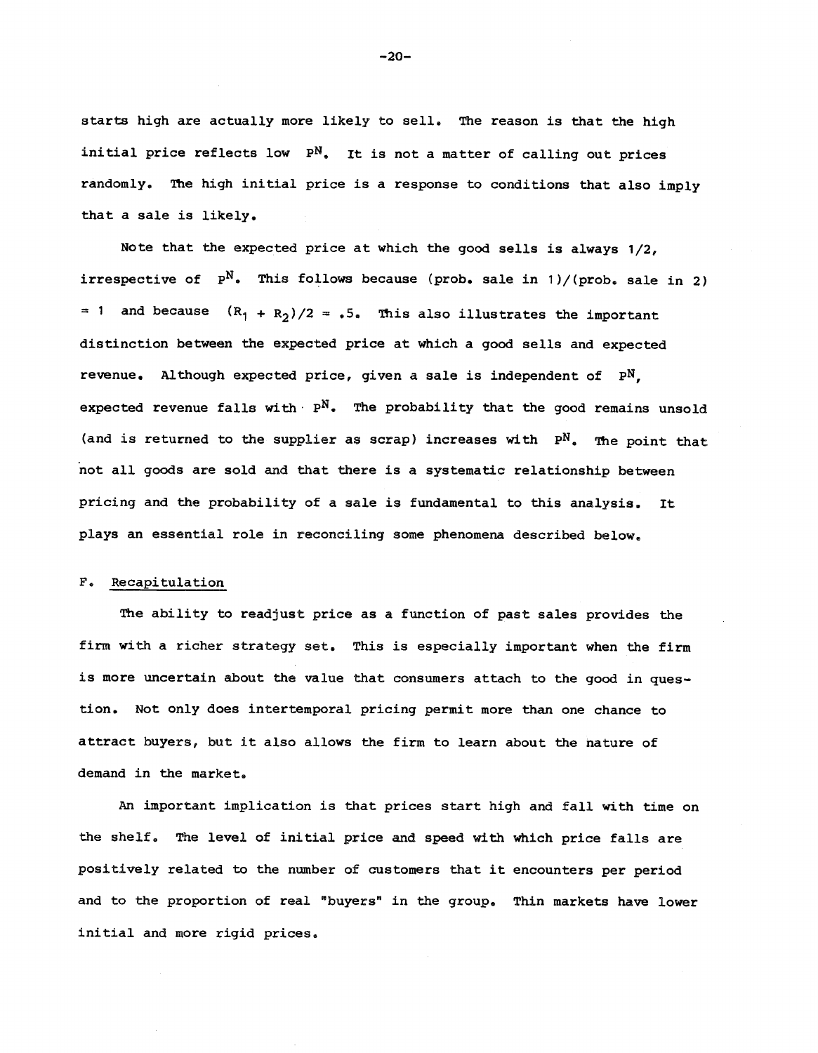starts high are actually more likely to sell. The reason is that the high initial price reflects low $P^N$. It is not a matter of calling out prices randomly. The high initial price is a response to conditions that also imply that a sale is likely.

Note that the expected price at which the good sells is always 1/2, irrespective of $P^N$. This follows because (prob. sale in 1)/(prob. sale in 2) = 1 and because $(R_1 + R_2)/2 = .5$. This also illustrates the important distinction between the expected price at which a good sells and expected revenue. Although expected price, given a sale is independent of $P^N$, expected revenue falls with $P^N$. The probability that the good remains unsold (and is returned to the supplier as scrap) increases with $P^N$. The point that not all goods are sold and that there is a systematic relationship between pricing and the probability of a sale is fundamental to this analysis. It plays an essential role in reconciling some phenomena described below.

### F. Recapitulation

The ability to readjust price as a function of past sales provides the firm with a richer strategy set. This is especially important when the firm is more uncertain about the value that consumers attach to the good in question. Not only does intertemporal pricing permit more than one chance to attract buyers, but it also allows the firm to learn about the nature of demand in the market.

An important implication is that prices start high and fall with time on the shelf. The level of initial price and speed with which price falls are positively related to the number of customers that it encounters per period and to the proportion of real "buyers" in the group. Thin markets have lower initial and more rigid prices.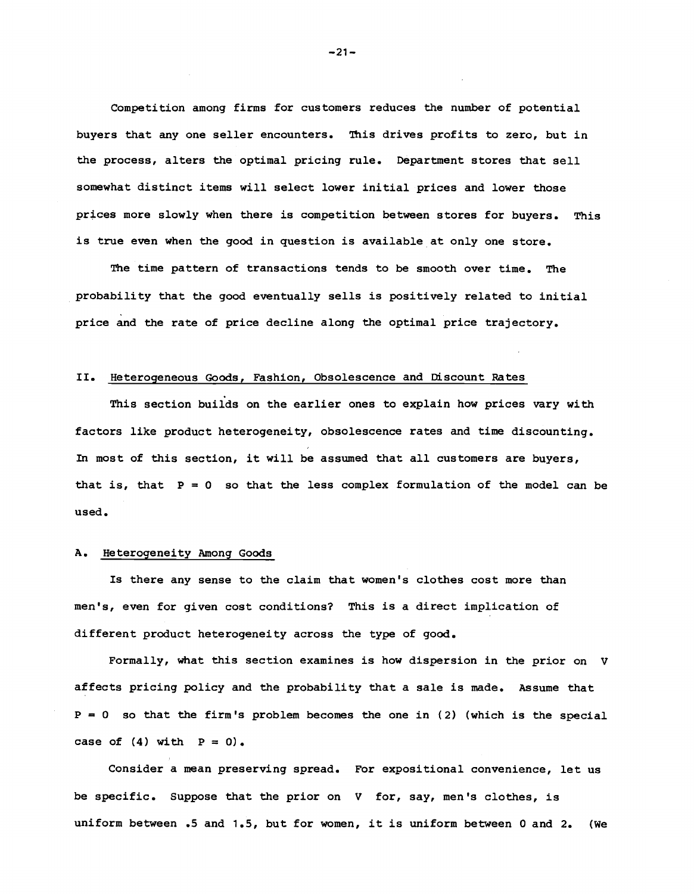Competition among firms for customers reduces the number of potential buyers that any one seller encounters. This drives profits to zero, but in the process, alters the optimal pricing rule. Department stores that sell somewhat distinct items will select lower initial prices and lower those prices more slowly when there is competition between stores for buyers. This is true even when the good in question is available at only one store.

The time pattern of transactions tends to be smooth over time. The probability that the good eventually sells is positively related to initial price and the rate of price decline along the optimal price trajectory.

## II. Heterogeneous Goods, Fashion, Obsolescence and Discount Rates

This section builds on the earlier ones to explain how prices vary with factors like product heterogeneity, obsolescence rates and time discounting. In most of this section, it will be assumed that all customers are buyers, that is, that $P = 0$ so that the less complex formulation of the model can be used.

### A. Heterogeneity Among Goods

Is there any sense to the claim that women's clothes cost more than men's, even for given cost conditions? This is a direct implication of different product heterogeneity across the type of good.

Formally, what this section examines is how dispersion in the prior on $V$ affects pricing policy and the probability that a sale is made. Assume that $P = 0$ so that the firm's problem becomes the one in (2) (which is the special case of (4) with $P = 0$).

Consider a mean preserving spread. For expositional convenience, let us be specific. Suppose that the prior on $V$ for, say, men's clothes, is uniform between .5 and 1.5, but for women, it is uniform between 0 and 2. (We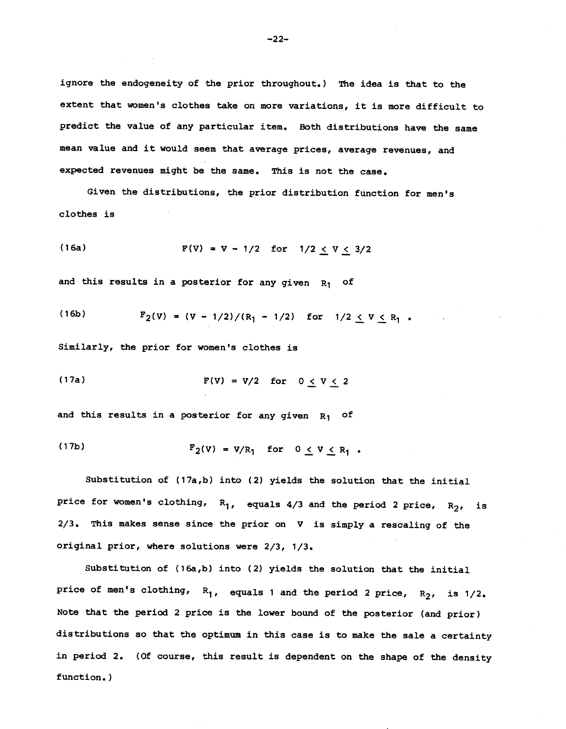ignore the endogeneity of the prior throughout.) The idea is that to the extent that women's clothes take on more variations, it is more difficult to predict the value of any particular item. Both distributions have the same mean value and it would seem that average prices, average revenues, and expected revenues might be the same. This is not the case.

Given the distributions, the prior distribution function for men's clothes is

$$F(V) = V - 1/2 \quad \text{for} \quad 1/2 \leq V \leq 3/2 \tag{16a}$$

and this results in a posterior for any given $R_1$ of

$$F_2(V) = (V - 1/2)/(R_1 - 1/2) \quad \text{for} \quad 1/2 \leq V \leq R_1 \ . \tag{16b}$$

Similarly, the prior for women's clothes is

$$F(V) = V/2 \quad \text{for} \quad 0 \leq V \leq 2 \tag{17a}$$

and this results in a posterior for any given $R_1$ of

$$F_2(V) = V/R_1 \quad \text{for} \quad 0 \leq V \leq R_1 \ . \tag{17b}$$

Substitution of (17a,b) into (2) yields the solution that the initial price for women's clothing, $R_1$, equals 4/3 and the period 2 price, $R_2$, is 2/3. This makes sense since the prior on $V$ is simply a rescaling of the original prior, where solutions were 2/3, 1/3.

Substitution of (16a,b) into (2) yields the solution that the initial price of men's clothing, $R_1$, equals 1 and the period 2 price, $R_2$, is 1/2. Note that the period 2 price is the lower bound of the posterior (and prior) distributions so that the optimum in this case is to make the sale a certainty in period 2. (Of course, this result is dependent on the shape of the density function.)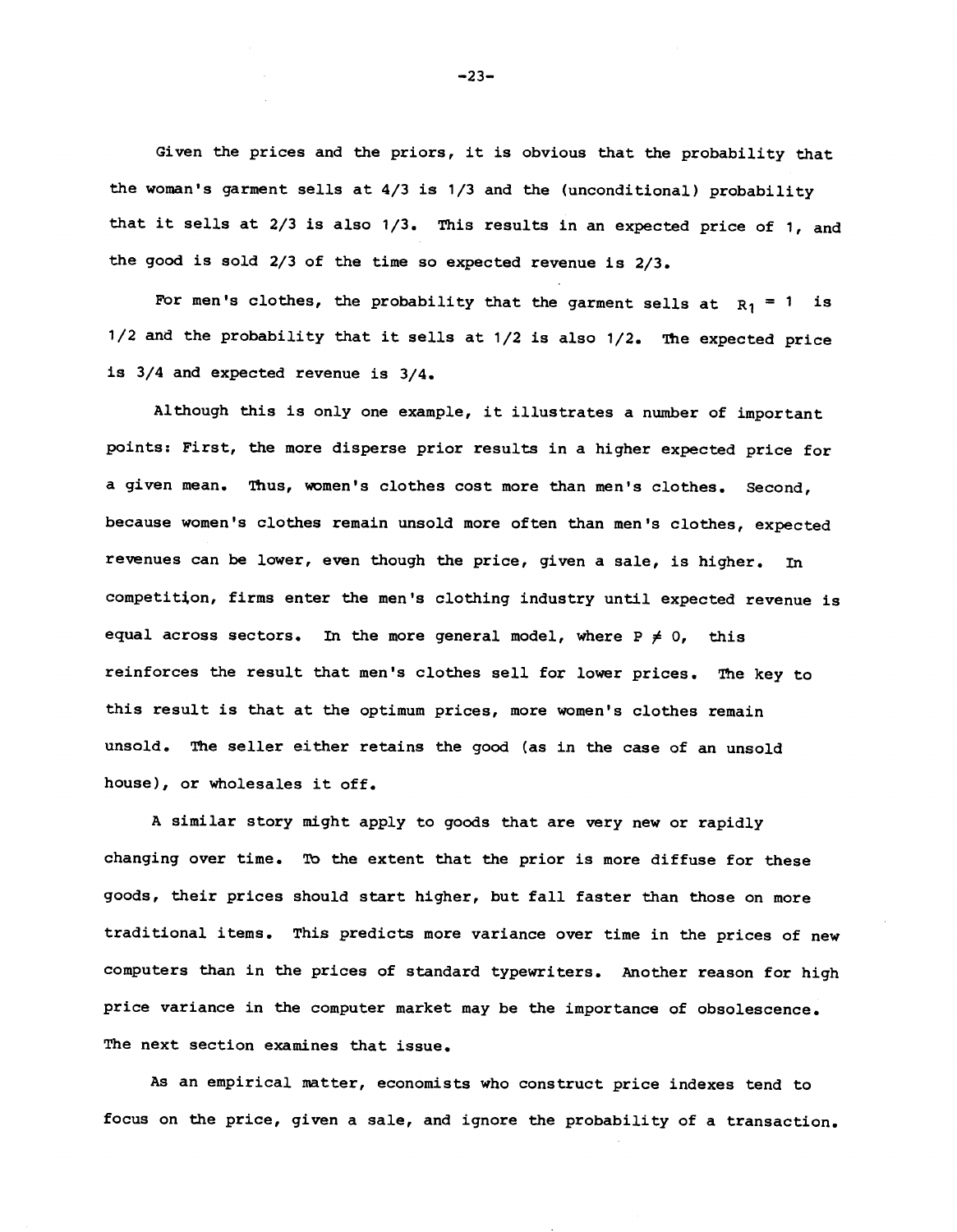Given the prices and the priors, it is obvious that the probability that the woman's garment sells at 4/3 is 1/3 and the (unconditional) probability that it sells at 2/3 is also 1/3. This results in an expected price of 1, and the good is sold 2/3 of the time so expected revenue is 2/3.

For men's clothes, the probability that the garment sells at $R_1 = 1$ is 1/2 and the probability that it sells at 1/2 is also 1/2. The expected price is 3/4 and expected revenue is 3/4.

Although this is only one example, it illustrates a number of important points: First, the more disperse prior results in a higher expected price for a given mean. Thus, women's clothes cost more than men's clothes. Second, because women's clothes remain unsold more often than men's clothes, expected revenues can be lower, even though the price, given a sale, is higher. In competition, firms enter the men's clothing industry until expected revenue is equal across sectors. In the more general model, where $P \neq 0$, this reinforces the result that men's clothes sell for lower prices. The key to this result is that at the optimum prices, more women's clothes remain unsold. The seller either retains the good (as in the case of an unsold house), or wholesales it off.

A similar story might apply to goods that are very new or rapidly changing over time. To the extent that the prior is more diffuse for these goods, their prices should start higher, but fall faster than those on more traditional items. This predicts more variance over time in the prices of new computers than in the prices of standard typewriters. Another reason for high price variance in the computer market may be the importance of obsolescence. The next section examines that issue.

As an empirical matter, economists who construct price indexes tend to focus on the price, given a sale, and ignore the probability of a transaction.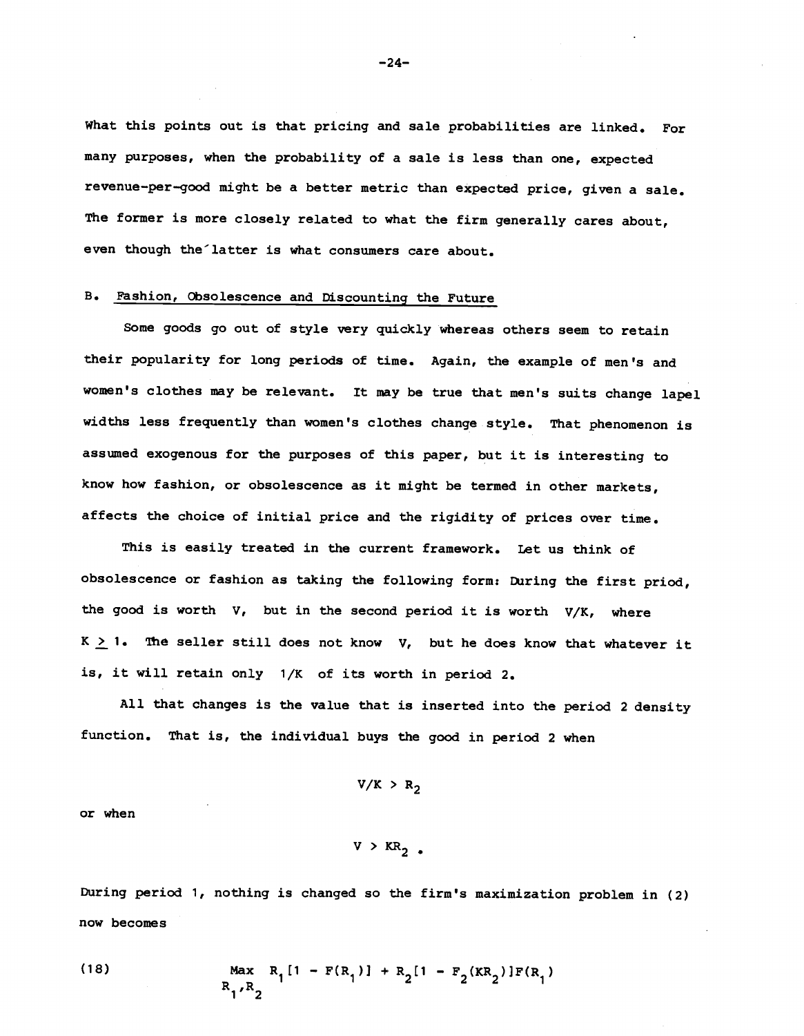What this points out is that pricing and sale probabilities are linked. For many purposes, when the probability of a sale is less than one, expected revenue-per-good might be a better metric than expected price, given a sale. The former is more closely related to what the firm generally cares about, even though the latter is what consumers care about.

## B. Fashion, Obsolescence and Discounting the Future

Some goods go out of style very quickly whereas others seem to retain their popularity for long periods of time. Again, the example of men's and women's clothes may be relevant. It may be true that men's suits change lapel widths less frequently than women's clothes change style. That phenomenon is assumed exogenous for the purposes of this paper, but it is interesting to know how fashion, or obsolescence as it might be termed in other markets, affects the choice of initial price and the rigidity of prices over time.

This is easily treated in the current framework. Let us think of obsolescence or fashion as taking the following form: During the first priod, the good is worth $V$, but in the second period it is worth $V/K$, where $K \geq 1$. The seller still does not know $V$, but he does know that whatever it is, it will retain only $1/K$ of its worth in period 2.

All that changes is the value that is inserted into the period 2 density function. That is, the individual buys the good in period 2 when

$$V/K > R_2$$

or when

$$V > KR_2 \text{ .}$$

During period 1, nothing is changed so the firm's maximization problem in (2) now becomes

$$\max_{R_1, R_2} \; R_1[1 - F(R_1)] + R_2[1 - F_2(KR_2)]F(R_1) \tag{18}$$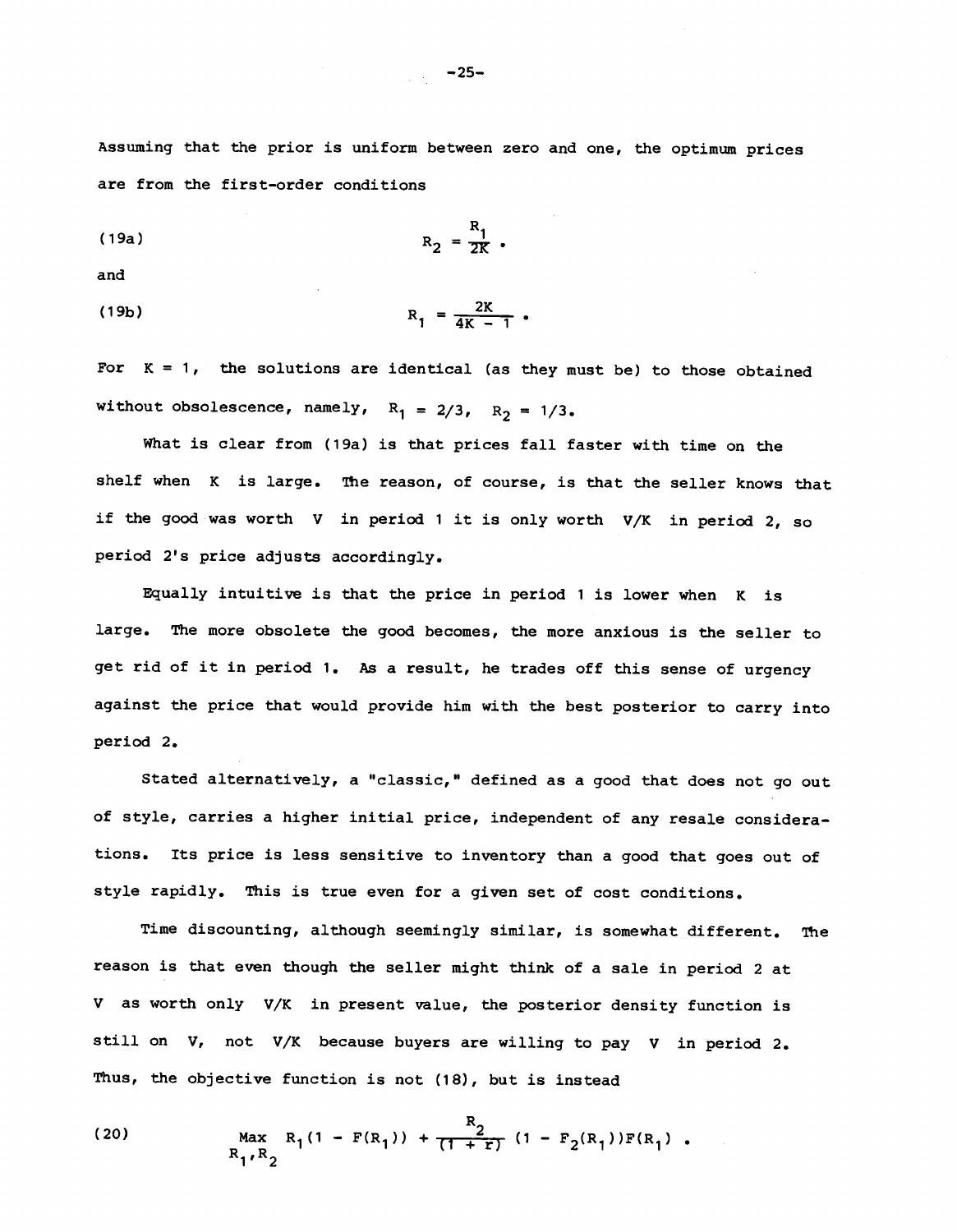Assuming that the prior is uniform between zero and one, the optimum prices are from the first-order conditions

(19a)
$$R_2 = \frac{R_1}{2K} .$$

and

(19b)
$$R_1 = \frac{2K}{4K - 1} .$$

For $K = 1$, the solutions are identical (as they must be) to those obtained without obsolescence, namely, $R_1 = 2/3$, $R_2 = 1/3$.

What is clear from (19a) is that prices fall faster with time on the shelf when $K$ is large. The reason, of course, is that the seller knows that if the good was worth $V$ in period 1 it is only worth $V/K$ in period 2, so period 2's price adjusts accordingly.

Equally intuitive is that the price in period 1 is lower when $K$ is large. The more obsolete the good becomes, the more anxious is the seller to get rid of it in period 1. As a result, he trades off this sense of urgency against the price that would provide him with the best posterior to carry into period 2.

Stated alternatively, a "classic," defined as a good that does not go out of style, carries a higher initial price, independent of any resale considerations. Its price is less sensitive to inventory than a good that goes out of style rapidly. This is true even for a given set of cost conditions.

Time discounting, although seemingly similar, is somewhat different. The reason is that even though the seller might think of a sale in period 2 at $V$ as worth only $V/K$ in present value, the posterior density function is still on $V$, not $V/K$ because buyers are willing to pay $V$ in period 2. Thus, the objective function is not (18), but is instead

(20)
$$\underset{R_1, R_2}{\text{Max}} \; R_1(1 - F(R_1)) + \frac{R_2}{(1 + r)} (1 - F_2(R_1))F(R_1) .$$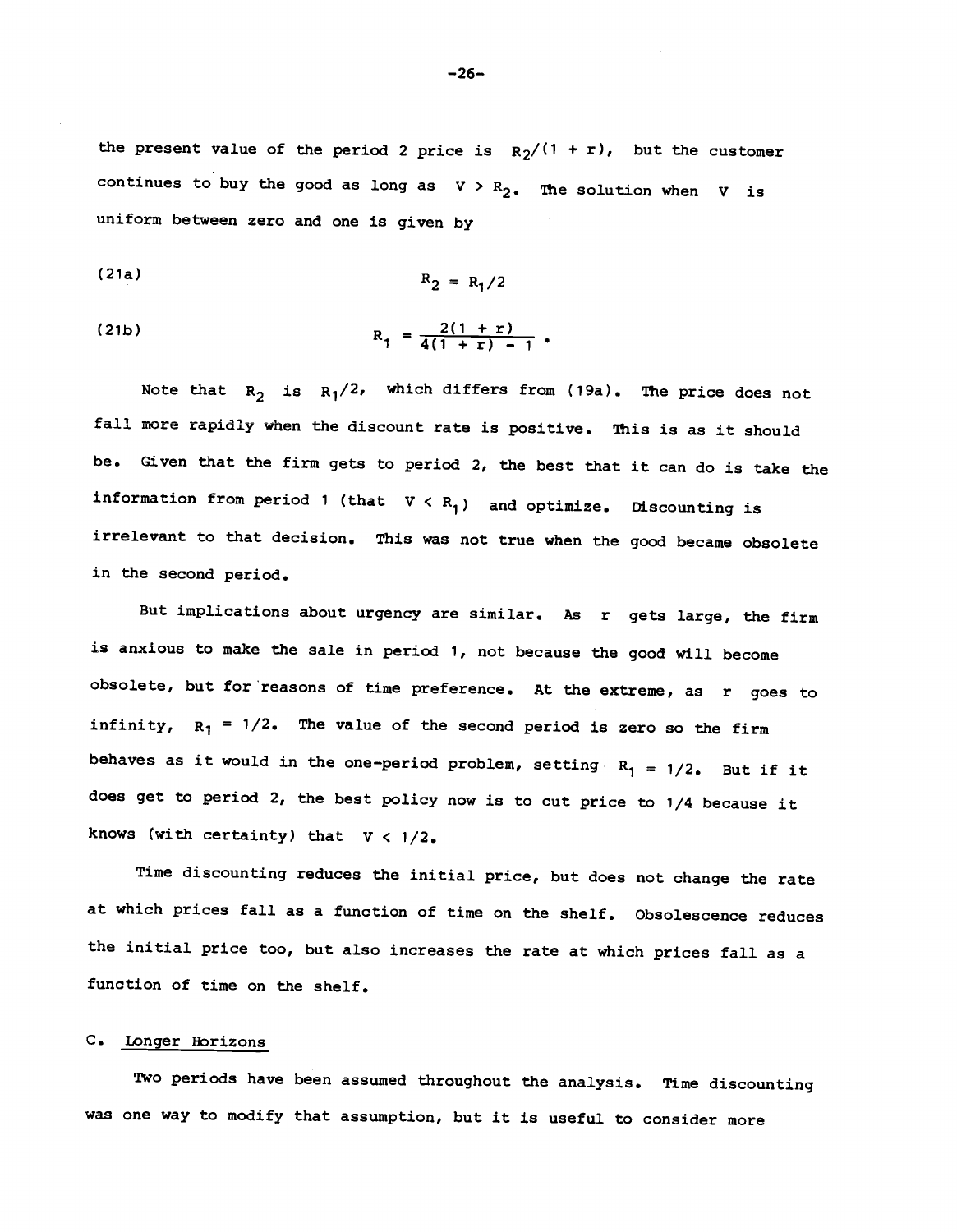the present value of the period 2 price is $R_2/(1 + r)$, but the customer continues to buy the good as long as $V > R_2$. The solution when $V$ is uniform between zero and one is given by

(21a)
$$R_2 = R_1/2$$

(21b)
$$R_1 = \frac{2(1 + r)}{4(1 + r) - 1} .$$

Note that $R_2$ is $R_1/2$, which differs from (19a). The price does not fall more rapidly when the discount rate is positive. This is as it should be. Given that the firm gets to period 2, the best that it can do is take the information from period 1 (that $V < R_1$) and optimize. Discounting is irrelevant to that decision. This was not true when the good became obsolete in the second period.

But implications about urgency are similar. As $r$ gets large, the firm is anxious to make the sale in period 1, not because the good will become obsolete, but for reasons of time preference. At the extreme, as $r$ goes to infinity, $R_1 = 1/2$. The value of the second period is zero so the firm behaves as it would in the one-period problem, setting $R_1 = 1/2$. But if it does get to period 2, the best policy now is to cut price to 1/4 because it knows (with certainty) that $V < 1/2$.

Time discounting reduces the initial price, but does not change the rate at which prices fall as a function of time on the shelf. Obsolescence reduces the initial price too, but also increases the rate at which prices fall as a function of time on the shelf.

## C. Longer Horizons

Two periods have been assumed throughout the analysis. Time discounting was one way to modify that assumption, but it is useful to consider more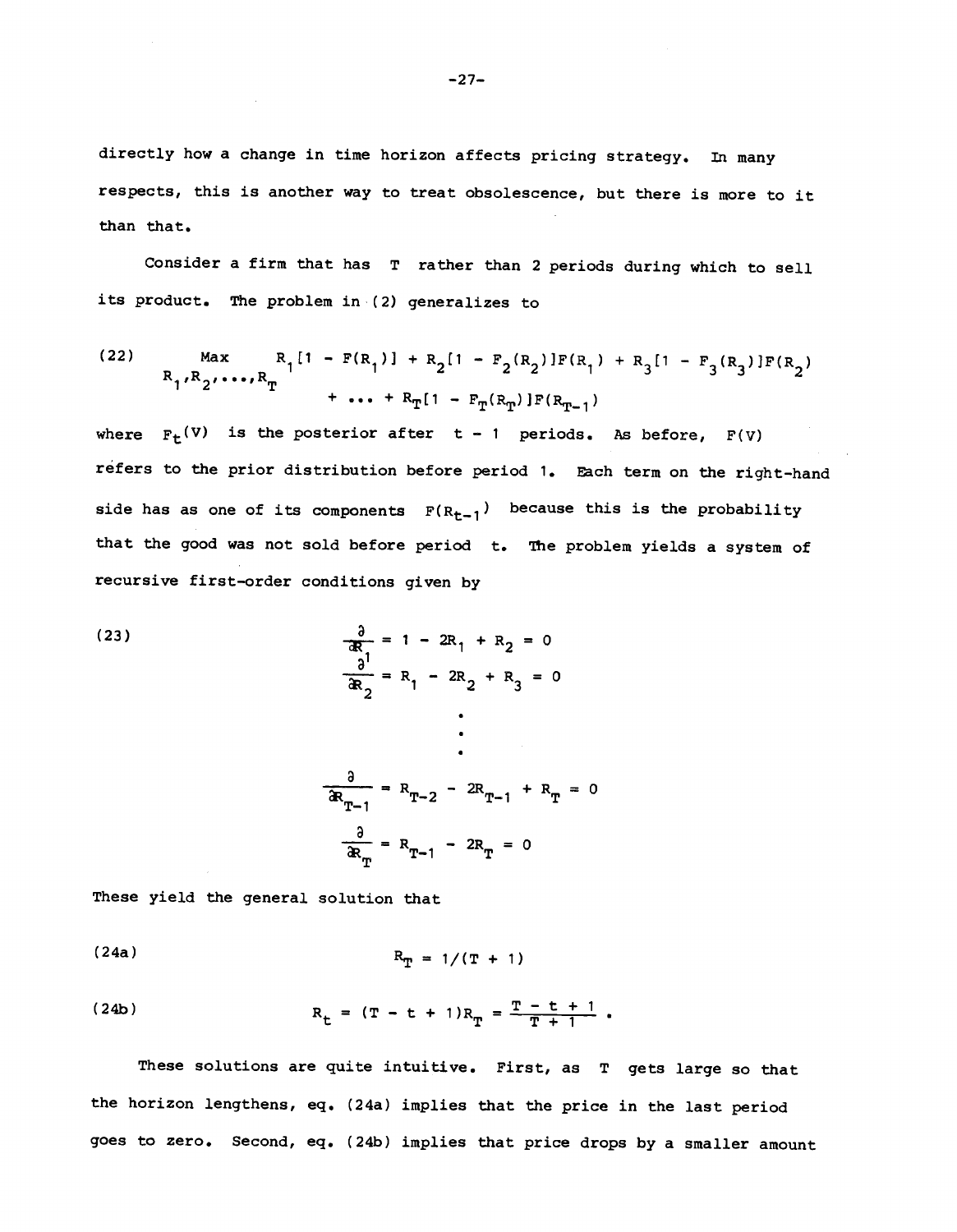directly how a change in time horizon affects pricing strategy. In many respects, this is another way to treat obsolescence, but there is more to it than that.

Consider a firm that has $T$ rather than 2 periods during which to sell its product. The problem in (2) generalizes to

$$\max_{R_1, R_2, \ldots, R_T} \quad R_1[1 - F(R_1)] + R_2[1 - F_2(R_2)]F(R_1) + R_3[1 - F_3(R_3)]F(R_2) + \ldots + R_T[1 - F_T(R_T)]F(R_{T-1}) \tag{22}$$

where $F_t(V)$ is the posterior after $t - 1$ periods. As before, $F(V)$ refers to the prior distribution before period 1. Each term on the right-hand side has as one of its components $F(R_{t-1})$ because this is the probability that the good was not sold before period $t$. The problem yields a system of recursive first-order conditions given by

$$\begin{aligned}
\frac{\partial}{\partial R_1} &= 1 - 2R_1 + R_2 = 0 \\
\frac{\partial}{\partial R_2} &= R_1 - 2R_2 + R_3 = 0 \\
&\vdots \\
\frac{\partial}{\partial R_{T-1}} &= R_{T-2} - 2R_{T-1} + R_T = 0 \\
\frac{\partial}{\partial R_T} &= R_{T-1} - 2R_T = 0
\end{aligned} \tag{23}$$

These yield the general solution that

$$R_T = 1/(T + 1) \tag{24a}$$

$$R_t = (T - t + 1)R_T = \frac{T - t + 1}{T + 1} \, . \tag{24b}$$

These solutions are quite intuitive. First, as $T$ gets large so that the horizon lengthens, eq. (24a) implies that the price in the last period goes to zero. Second, eq. (24b) implies that price drops by a smaller amount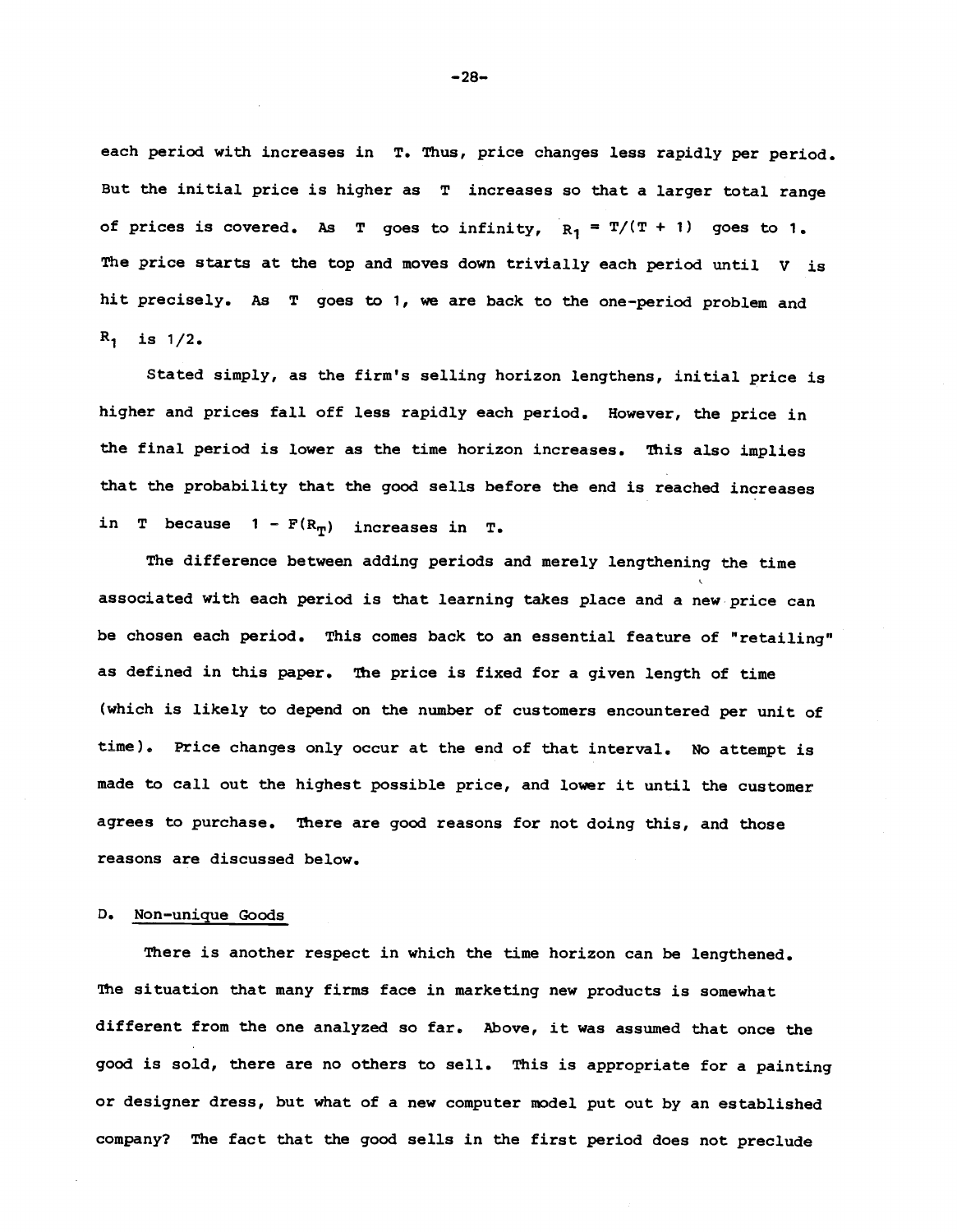each period with increases in $T$. Thus, price changes less rapidly per period. But the initial price is higher as $T$ increases so that a larger total range of prices is covered. As $T$ goes to infinity, $R_1 = T/(T + 1)$ goes to 1. The price starts at the top and moves down trivially each period until $V$ is hit precisely. As $T$ goes to 1, we are back to the one-period problem and $R_1$ is 1/2.

Stated simply, as the firm's selling horizon lengthens, initial price is higher and prices fall off less rapidly each period. However, the price in the final period is lower as the time horizon increases. This also implies that the probability that the good sells before the end is reached increases in $T$ because $1 - F(R_T)$ increases in $T$.

The difference between adding periods and merely lengthening the time associated with each period is that learning takes place and a new price can be chosen each period. This comes back to an essential feature of "retailing" as defined in this paper. The price is fixed for a given length of time (which is likely to depend on the number of customers encountered per unit of time). Price changes only occur at the end of that interval. No attempt is made to call out the highest possible price, and lower it until the customer agrees to purchase. There are good reasons for not doing this, and those reasons are discussed below.

## D. Non-unique Goods

There is another respect in which the time horizon can be lengthened. The situation that many firms face in marketing new products is somewhat different from the one analyzed so far. Above, it was assumed that once the good is sold, there are no others to sell. This is appropriate for a painting or designer dress, but what of a new computer model put out by an established company? The fact that the good sells in the first period does not preclude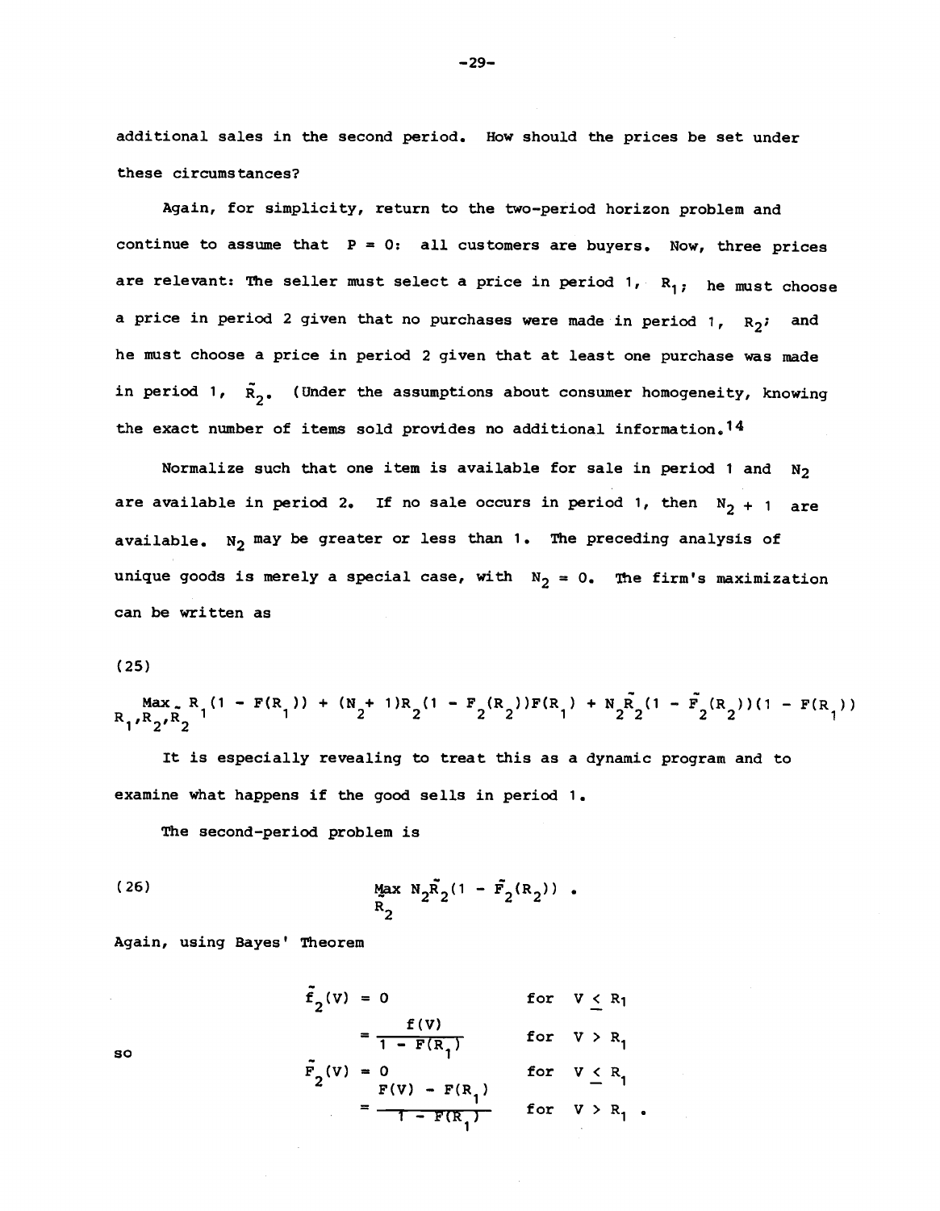additional sales in the second period. How should the prices be set under these circumstances?

Again, for simplicity, return to the two-period horizon problem and continue to assume that $P = 0$: all customers are buyers. Now, three prices are relevant: The seller must select a price in period 1, $R_1$; he must choose a price in period 2 given that no purchases were made in period 1, $R_2$; and he must choose a price in period 2 given that at least one purchase was made in period 1, $\tilde{R}_2$. (Under the assumptions about consumer homogeneity, knowing the exact number of items sold provides no additional information.[14]

Normalize such that one item is available for sale in period 1 and $N_2$ are available in period 2. If no sale occurs in period 1, then $N_2 + 1$ are available. $N_2$ may be greater or less than 1. The preceding analysis of unique goods is merely a special case, with $N_2 = 0$. The firm's maximization can be written as

(25)

$$\max_{R_1, R_2, \tilde{R}_2} R_1(1 - F(R_1)) + (N_2 + 1)R_2(1 - F_2(R_2))F(R_1) + N_2\tilde{R}_2(1 - \tilde{F}_2(R_2))(1 - F(R_1))$$

It is especially revealing to treat this as a dynamic program and to examine what happens if the good sells in period 1.

The second-period problem is

$$\max_{\tilde{R}_2} N_2\tilde{R}_2(1 - \tilde{F}_2(R_2)) \; . \tag{26}$$

Again, using Bayes' Theorem

$$\begin{aligned}
\tilde{f}_2(V) &= 0 && \text{for } V \leq R_1 \\
&= \frac{f(V)}{1 - F(R_1)} && \text{for } V > R_1
\end{aligned}$$

so

$$\begin{aligned}
\tilde{F}_2(V) &= 0 && \text{for } V \leq R_1 \\
&= \frac{F(V) - F(R_1)}{1 - F(R_1)} && \text{for } V > R_1 \; .
\end{aligned}$$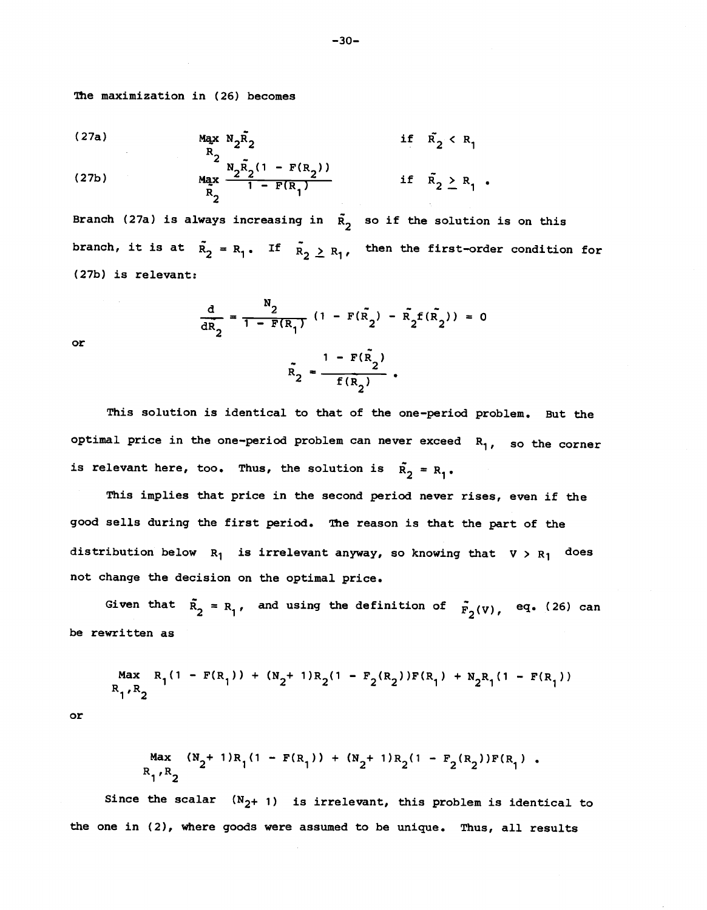The maximization in (26) becomes

$$\text{(27a)} \qquad \max_{\tilde{R}_2} N_2\tilde{R}_2 \qquad \text{if } \tilde{R}_2 < R_1$$

$$\text{(27b)} \qquad \max_{\tilde{R}_2} \frac{N_2\tilde{R}_2(1 - F(\tilde{R}_2))}{1 - F(R_1)} \qquad \text{if } \tilde{R}_2 \geq R_1 .$$

Branch (27a) is always increasing in $\tilde{R}_2$ so if the solution is on this branch, it is at $\tilde{R}_2 = R_1$. If $\tilde{R}_2 \geq R_1$, then the first-order condition for (27b) is relevant:

$$\frac{d}{d\tilde{R}_2} = \frac{N_2}{1 - F(R_1)} (1 - F(\tilde{R}_2) - \tilde{R}_2 f(\tilde{R}_2)) = 0$$

or

$$\tilde{R}_2 = \frac{1 - F(\tilde{R}_2)}{f(\tilde{R}_2)} .$$

This solution is identical to that of the one-period problem. But the optimal price in the one-period problem can never exceed $R_1$, so the corner is relevant here, too. Thus, the solution is $\tilde{R}_2 = R_1$.

This implies that price in the second period never rises, even if the good sells during the first period. The reason is that the part of the distribution below $R_1$ is irrelevant anyway, so knowing that $V > R_1$ does not change the decision on the optimal price.

Given that $\tilde{R}_2 = R_1$, and using the definition of $\tilde{F}_2(V)$, eq. (26) can be rewritten as

$$\max_{R_1, R_2} \; R_1(1 - F(R_1)) + (N_2 + 1)R_2(1 - F_2(R_2))F(R_1) + N_2R_1(1 - F(R_1))$$

or

$$\max_{R_1, R_2} \; (N_2 + 1)R_1(1 - F(R_1)) + (N_2 + 1)R_2(1 - F_2(R_2))F(R_1) .$$

Since the scalar $(N_2 + 1)$ is irrelevant, this problem is identical to the one in (2), where goods were assumed to be unique. Thus, all results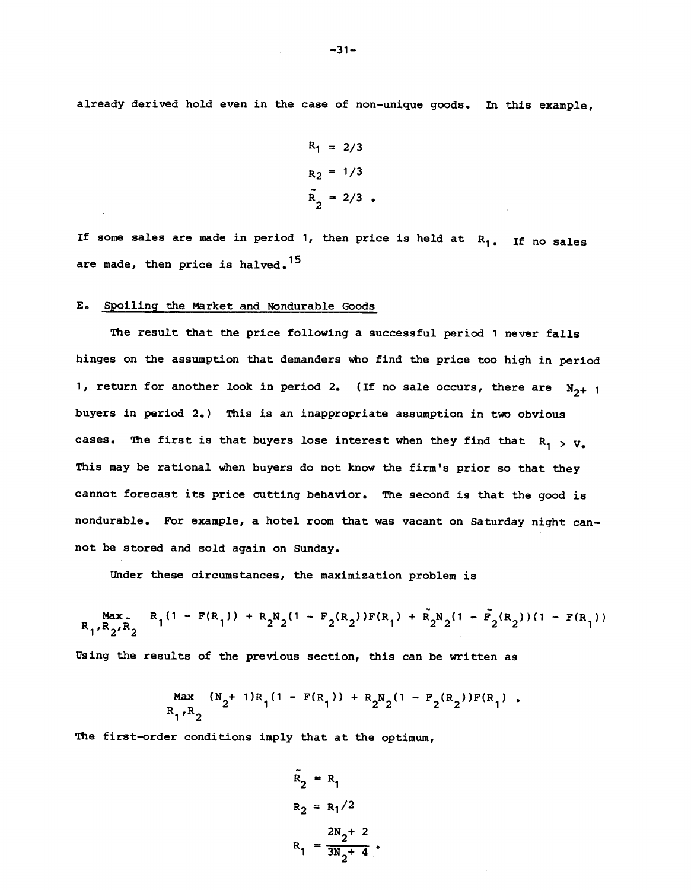already derived hold even in the case of non-unique goods. In this example,

$$R_1 = 2/3$$

$$R_2 = 1/3$$

$$\tilde{R}_2 = 2/3 .$$

If some sales are made in period 1, then price is held at $R_1$. If no sales are made, then price is halved.[15]

## E. Spoiling the Market and Nondurable Goods

The result that the price following a successful period 1 never falls hinges on the assumption that demanders who find the price too high in period 1, return for another look in period 2. (If no sale occurs, there are $N_2 + 1$ buyers in period 2.) This is an inappropriate assumption in two obvious cases. The first is that buyers lose interest when they find that $R_1 > V$. This may be rational when buyers do not know the firm's prior so that they cannot forecast its price cutting behavior. The second is that the good is nondurable. For example, a hotel room that was vacant on Saturday night cannot be stored and sold again on Sunday.

Under these circumstances, the maximization problem is

$$\max_{R_1, R_2, \tilde{R}_2} \; R_1(1 - F(R_1)) + R_2 N_2(1 - F_2(R_2))F(R_1) + \tilde{R}_2 N_2(1 - \tilde{F}_2(R_2))(1 - F(R_1))$$

Using the results of the previous section, this can be written as

$$\max_{R_1, R_2} \; (N_2 + 1)R_1(1 - F(R_1)) + R_2 N_2(1 - F_2(R_2))F(R_1) .$$

The first-order conditions imply that at the optimum,

$$\tilde{R}_2 = R_1$$

$$R_2 = R_1/2$$

$$R_1 = \frac{2N_2 + 2}{3N_2 + 4} .$$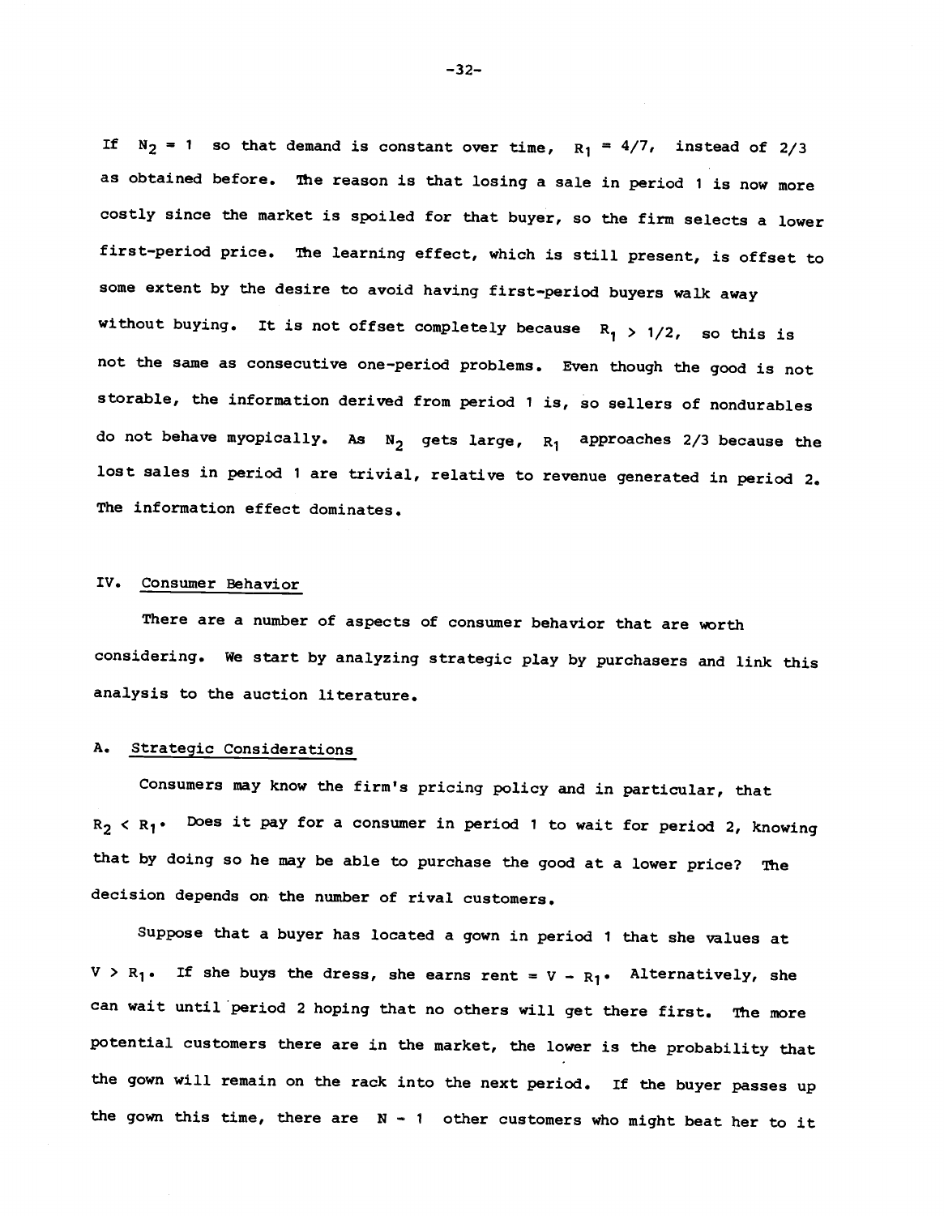If $N_2 = 1$ so that demand is constant over time, $R_1 = 4/7$, instead of $2/3$ as obtained before. The reason is that losing a sale in period 1 is now more costly since the market is spoiled for that buyer, so the firm selects a lower first-period price. The learning effect, which is still present, is offset to some extent by the desire to avoid having first-period buyers walk away without buying. It is not offset completely because $R_1 > 1/2$, so this is not the same as consecutive one-period problems. Even though the good is not storable, the information derived from period 1 is, so sellers of nondurables do not behave myopically. As $N_2$ gets large, $R_1$ approaches $2/3$ because the lost sales in period 1 are trivial, relative to revenue generated in period 2. The information effect dominates.

## IV. Consumer Behavior

There are a number of aspects of consumer behavior that are worth considering. We start by analyzing strategic play by purchasers and link this analysis to the auction literature.

### A. Strategic Considerations

Consumers may know the firm's pricing policy and in particular, that $R_2 < R_1$. Does it pay for a consumer in period 1 to wait for period 2, knowing that by doing so he may be able to purchase the good at a lower price? The decision depends on the number of rival customers.

Suppose that a buyer has located a gown in period 1 that she values at $V > R_1$. If she buys the dress, she earns rent $= V - R_1$. Alternatively, she can wait until period 2 hoping that no others will get there first. The more potential customers there are in the market, the lower is the probability that the gown will remain on the rack into the next period. If the buyer passes up the gown this time, there are $N - 1$ other customers who might beat her to it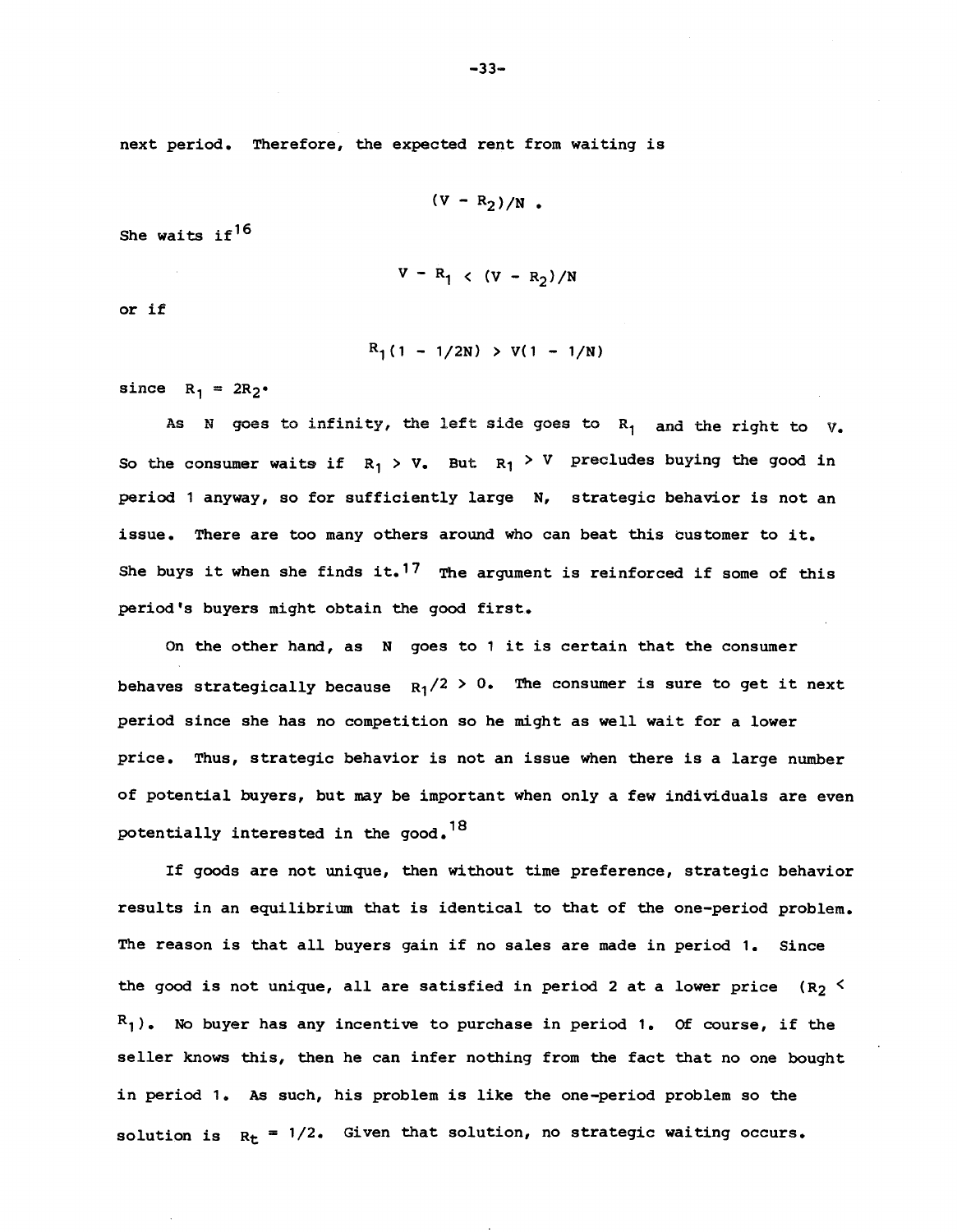next period. Therefore, the expected rent from waiting is

$$(V - R_2)/N \text{ .}$$

She waits if[16]

$$V - R_1 < (V - R_2)/N$$

or if

$$R_1(1 - 1/2N) > V(1 - 1/N)$$

since $R_1 = 2R_2$.

As $N$ goes to infinity, the left side goes to $R_1$ and the right to $V$. So the consumer waits if $R_1 > V$. But $R_1 > V$ precludes buying the good in period 1 anyway, so for sufficiently large $N$, strategic behavior is not an issue. There are too many others around who can beat this customer to it. She buys it when she finds it.[17] The argument is reinforced if some of this period's buyers might obtain the good first.

On the other hand, as $N$ goes to 1 it is certain that the consumer behaves strategically because $R_1/2 > 0$. The consumer is sure to get it next period since she has no competition so he might as well wait for a lower price. Thus, strategic behavior is not an issue when there is a large number of potential buyers, but may be important when only a few individuals are even potentially interested in the good.[18]

If goods are not unique, then without time preference, strategic behavior results in an equilibrium that is identical to that of the one-period problem. The reason is that all buyers gain if no sales are made in period 1. Since the good is not unique, all are satisfied in period 2 at a lower price ($R_2 < R_1$). No buyer has any incentive to purchase in period 1. Of course, if the seller knows this, then he can infer nothing from the fact that no one bought in period 1. As such, his problem is like the one-period problem so the solution is $R_t = 1/2$. Given that solution, no strategic waiting occurs.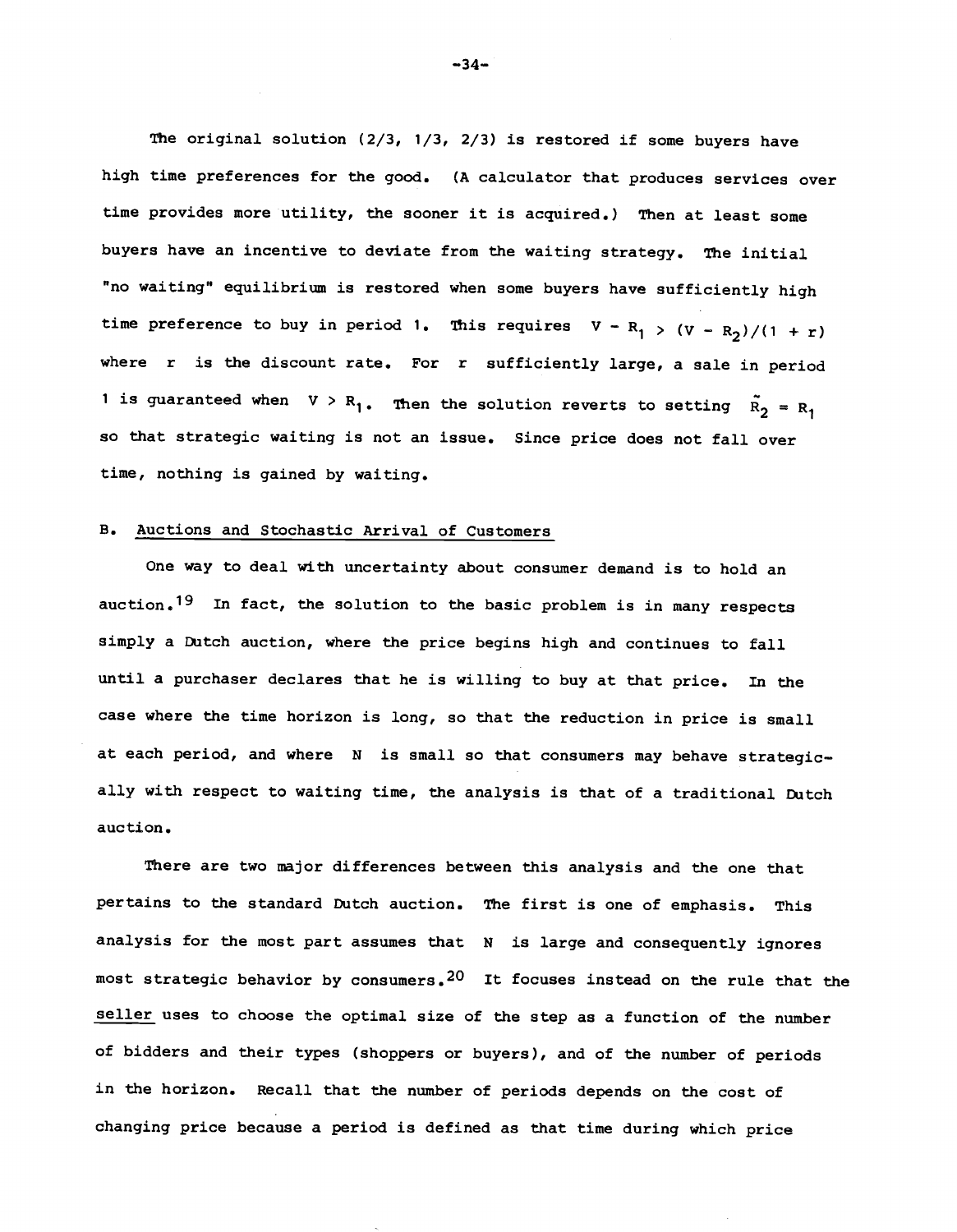The original solution (2/3, 1/3, 2/3) is restored if some buyers have high time preferences for the good. (A calculator that produces services over time provides more utility, the sooner it is acquired.) Then at least some buyers have an incentive to deviate from the waiting strategy. The initial "no waiting" equilibrium is restored when some buyers have sufficiently high time preference to buy in period 1. This requires $V - R_1 > (V - R_2)/(1 + r)$ where $r$ is the discount rate. For $r$ sufficiently large, a sale in period 1 is guaranteed when $V > R_1$. Then the solution reverts to setting $\tilde{R}_2 = R_1$ so that strategic waiting is not an issue. Since price does not fall over time, nothing is gained by waiting.

## B. Auctions and Stochastic Arrival of Customers

One way to deal with uncertainty about consumer demand is to hold an auction.[19] In fact, the solution to the basic problem is in many respects simply a Dutch auction, where the price begins high and continues to fall until a purchaser declares that he is willing to buy at that price. In the case where the time horizon is long, so that the reduction in price is small at each period, and where $N$ is small so that consumers may behave strategically with respect to waiting time, the analysis is that of a traditional Dutch auction.

There are two major differences between this analysis and the one that pertains to the standard Dutch auction. The first is one of emphasis. This analysis for the most part assumes that $N$ is large and consequently ignores most strategic behavior by consumers.[20] It focuses instead on the rule that the seller uses to choose the optimal size of the step as a function of the number of bidders and their types (shoppers or buyers), and of the number of periods in the horizon. Recall that the number of periods depends on the cost of changing price because a period is defined as that time during which price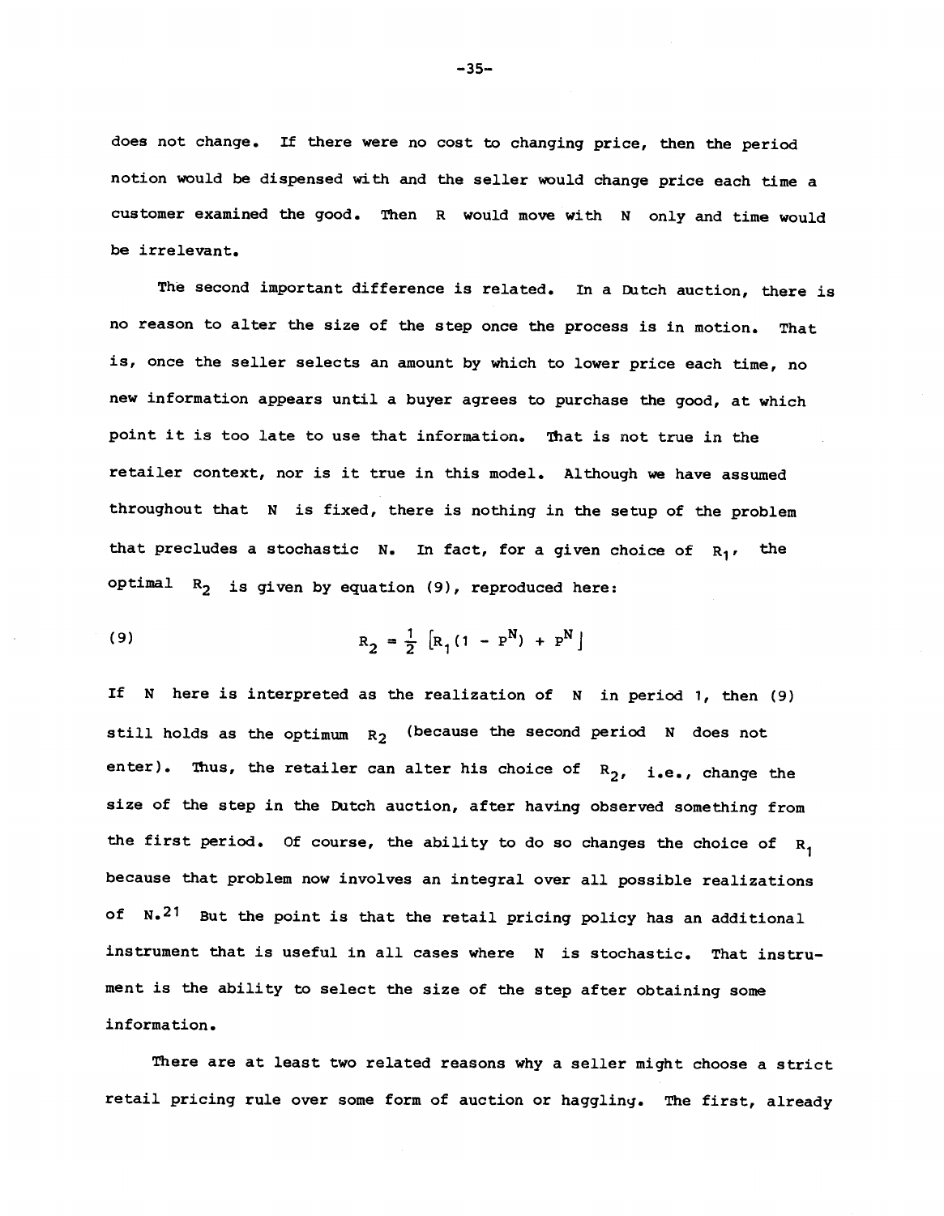does not change. If there were no cost to changing price, then the period notion would be dispensed with and the seller would change price each time a customer examined the good. Then $R$ would move with $N$ only and time would be irrelevant.

The second important difference is related. In a Dutch auction, there is no reason to alter the size of the step once the process is in motion. That is, once the seller selects an amount by which to lower price each time, no new information appears until a buyer agrees to purchase the good, at which point it is too late to use that information. That is not true in the retailer context, nor is it true in this model. Although we have assumed throughout that $N$ is fixed, there is nothing in the setup of the problem that precludes a stochastic $N$. In fact, for a given choice of $R_1$, the optimal $R_2$ is given by equation (9), reproduced here:

$$R_2 = \frac{1}{2}\left[R_1(1 - P^N) + P^N\right] \tag{9}$$

If $N$ here is interpreted as the realization of $N$ in period 1, then (9) still holds as the optimum $R_2$ (because the second period $N$ does not enter). Thus, the retailer can alter his choice of $R_2$, i.e., change the size of the step in the Dutch auction, after having observed something from the first period. Of course, the ability to do so changes the choice of $R_1$ because that problem now involves an integral over all possible realizations of $N$.[21] But the point is that the retail pricing policy has an additional instrument that is useful in all cases where $N$ is stochastic. That instrument is the ability to select the size of the step after obtaining some information.

There are at least two related reasons why a seller might choose a strict retail pricing rule over some form of auction or haggling. The first, already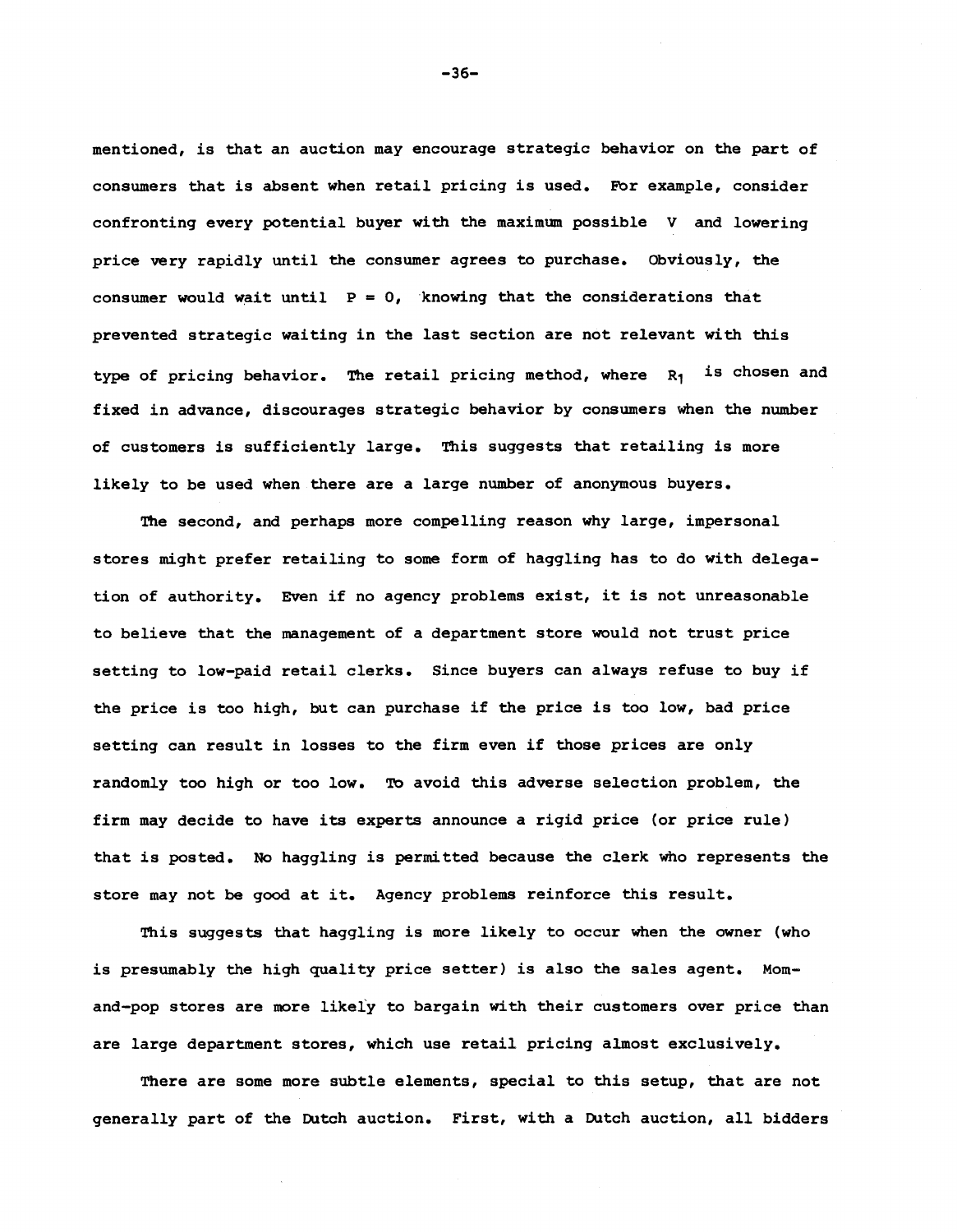mentioned, is that an auction may encourage strategic behavior on the part of consumers that is absent when retail pricing is used. For example, consider confronting every potential buyer with the maximum possible $V$ and lowering price very rapidly until the consumer agrees to purchase. Obviously, the consumer would wait until $P = 0$, knowing that the considerations that prevented strategic waiting in the last section are not relevant with this type of pricing behavior. The retail pricing method, where $R_1$ is chosen and fixed in advance, discourages strategic behavior by consumers when the number of customers is sufficiently large. This suggests that retailing is more likely to be used when there are a large number of anonymous buyers.

The second, and perhaps more compelling reason why large, impersonal stores might prefer retailing to some form of haggling has to do with delegation of authority. Even if no agency problems exist, it is not unreasonable to believe that the management of a department store would not trust price setting to low-paid retail clerks. Since buyers can always refuse to buy if the price is too high, but can purchase if the price is too low, bad price setting can result in losses to the firm even if those prices are only randomly too high or too low. To avoid this adverse selection problem, the firm may decide to have its experts announce a rigid price (or price rule) that is posted. No haggling is permitted because the clerk who represents the store may not be good at it. Agency problems reinforce this result.

This suggests that haggling is more likely to occur when the owner (who is presumably the high quality price setter) is also the sales agent. Mom-and-pop stores are more likely to bargain with their customers over price than are large department stores, which use retail pricing almost exclusively.

There are some more subtle elements, special to this setup, that are not generally part of the Dutch auction. First, with a Dutch auction, all bidders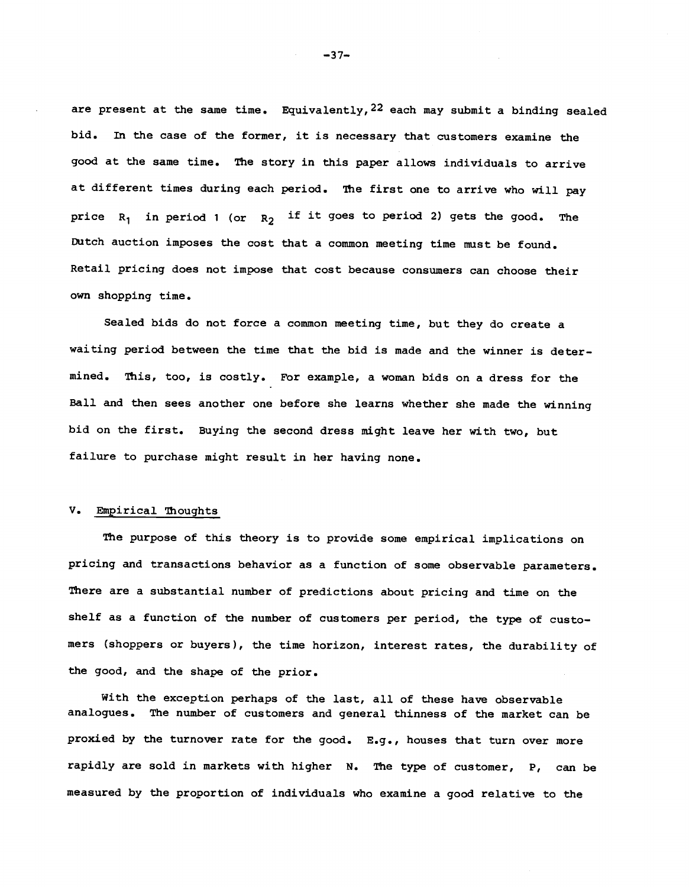are present at the same time. Equivalently,[22] each may submit a binding sealed bid. In the case of the former, it is necessary that customers examine the good at the same time. The story in this paper allows individuals to arrive at different times during each period. The first one to arrive who will pay price $R_1$ in period 1 (or $R_2$ if it goes to period 2) gets the good. The Dutch auction imposes the cost that a common meeting time must be found. Retail pricing does not impose that cost because consumers can choose their own shopping time.

Sealed bids do not force a common meeting time, but they do create a waiting period between the time that the bid is made and the winner is determined. This, too, is costly. For example, a woman bids on a dress for the Ball and then sees another one before she learns whether she made the winning bid on the first. Buying the second dress might leave her with two, but failure to purchase might result in her having none.

## V. Empirical Thoughts

The purpose of this theory is to provide some empirical implications on pricing and transactions behavior as a function of some observable parameters. There are a substantial number of predictions about pricing and time on the shelf as a function of the number of customers per period, the type of customers (shoppers or buyers), the time horizon, interest rates, the durability of the good, and the shape of the prior.

With the exception perhaps of the last, all of these have observable analogues. The number of customers and general thinness of the market can be proxied by the turnover rate for the good. E.g., houses that turn over more rapidly are sold in markets with higher $N$. The type of customer, $P$, can be measured by the proportion of individuals who examine a good relative to the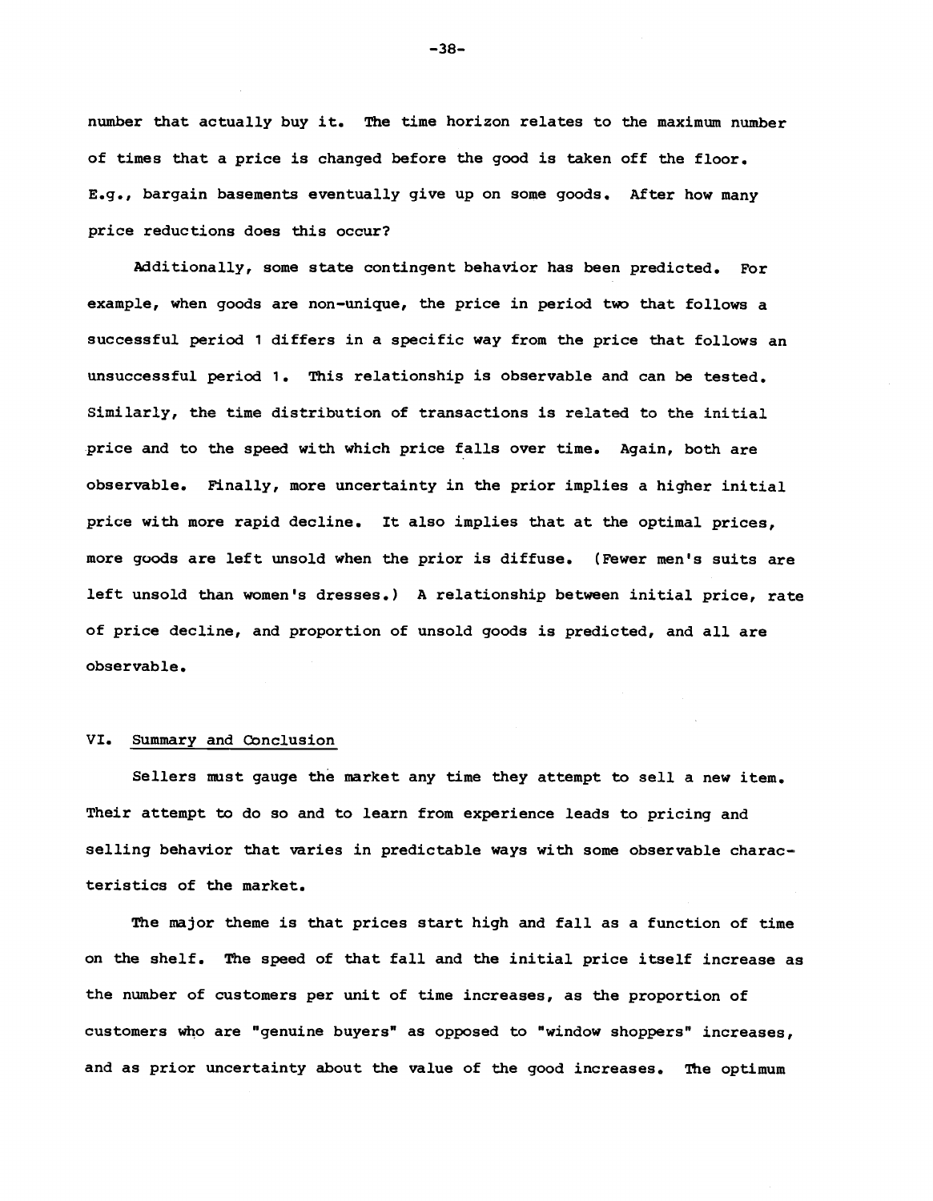number that actually buy it. The time horizon relates to the maximum number of times that a price is changed before the good is taken off the floor. E.g., bargain basements eventually give up on some goods. After how many price reductions does this occur?

Additionally, some state contingent behavior has been predicted. For example, when goods are non-unique, the price in period two that follows a successful period 1 differs in a specific way from the price that follows an unsuccessful period 1. This relationship is observable and can be tested. Similarly, the time distribution of transactions is related to the initial price and to the speed with which price falls over time. Again, both are observable. Finally, more uncertainty in the prior implies a higher initial price with more rapid decline. It also implies that at the optimal prices, more goods are left unsold when the prior is diffuse. (Fewer men's suits are left unsold than women's dresses.) A relationship between initial price, rate of price decline, and proportion of unsold goods is predicted, and all are observable.

## VI. Summary and Conclusion

Sellers must gauge the market any time they attempt to sell a new item. Their attempt to do so and to learn from experience leads to pricing and selling behavior that varies in predictable ways with some observable characteristics of the market.

The major theme is that prices start high and fall as a function of time on the shelf. The speed of that fall and the initial price itself increase as the number of customers per unit of time increases, as the proportion of customers who are "genuine buyers" as opposed to "window shoppers" increases, and as prior uncertainty about the value of the good increases. The optimum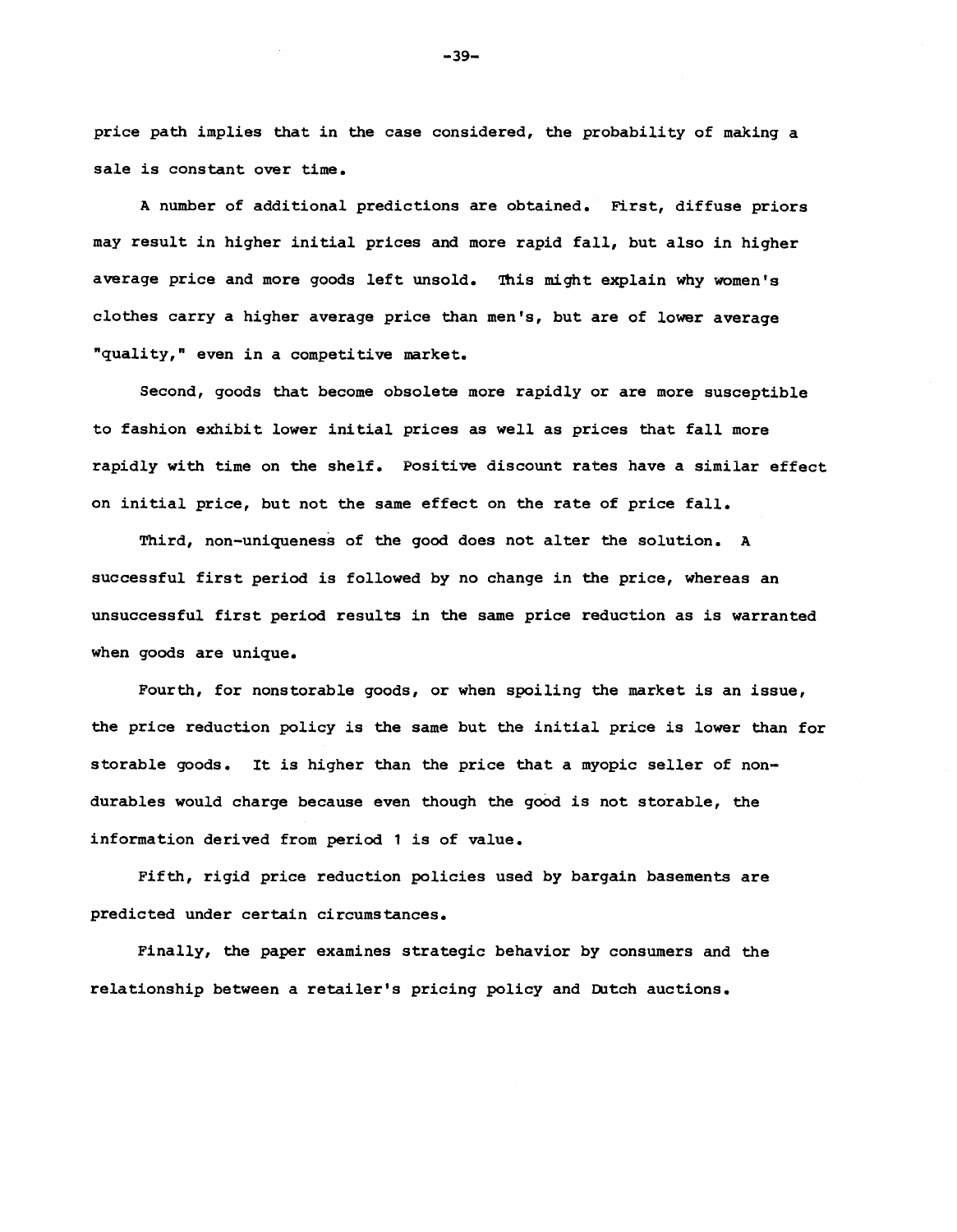price path implies that in the case considered, the probability of making a sale is constant over time.

A number of additional predictions are obtained. First, diffuse priors may result in higher initial prices and more rapid fall, but also in higher average price and more goods left unsold. This might explain why women's clothes carry a higher average price than men's, but are of lower average "quality," even in a competitive market.

Second, goods that become obsolete more rapidly or are more susceptible to fashion exhibit lower initial prices as well as prices that fall more rapidly with time on the shelf. Positive discount rates have a similar effect on initial price, but not the same effect on the rate of price fall.

Third, non-uniqueness of the good does not alter the solution. A successful first period is followed by no change in the price, whereas an unsuccessful first period results in the same price reduction as is warranted when goods are unique.

Fourth, for nonstorable goods, or when spoiling the market is an issue, the price reduction policy is the same but the initial price is lower than for storable goods. It is higher than the price that a myopic seller of non-durables would charge because even though the good is not storable, the information derived from period 1 is of value.

Fifth, rigid price reduction policies used by bargain basements are predicted under certain circumstances.

Finally, the paper examines strategic behavior by consumers and the relationship between a retailer's pricing policy and Dutch auctions.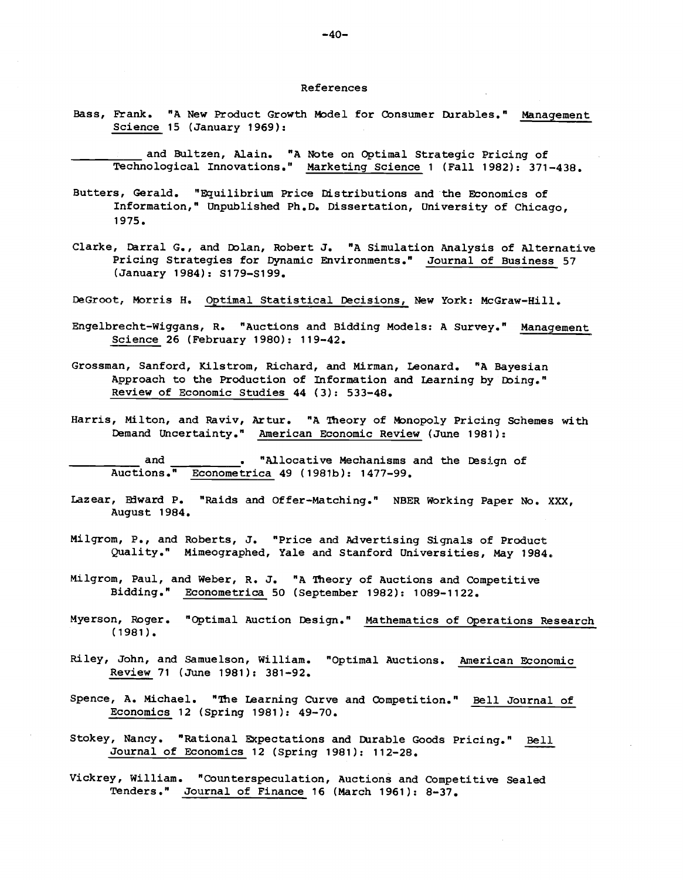# References

Bass, Frank. "A New Product Growth Model for Consumer Durables." Management Science 15 (January 1969):

_________ and Bultzen, Alain. "A Note on Optimal Strategic Pricing of Technological Innovations." Marketing Science 1 (Fall 1982): 371-438.

Butters, Gerald. "Equilibrium Price Distributions and the Economics of Information," Unpublished Ph.D. Dissertation, University of Chicago, 1975.

Clarke, Darral G., and Dolan, Robert J. "A Simulation Analysis of Alternative Pricing Strategies for Dynamic Environments." Journal of Business 57 (January 1984): S179-S199.

DeGroot, Morris H. Optimal Statistical Decisions, New York: McGraw-Hill.

Engelbrecht-Wiggans, R. "Auctions and Bidding Models: A Survey." Management Science 26 (February 1980): 119-42.

Grossman, Sanford, Kilstrom, Richard, and Mirman, Leonard. "A Bayesian Approach to the Production of Information and Learning by Doing." Review of Economic Studies 44 (3): 533-48.

Harris, Milton, and Raviv, Artur. "A Theory of Monopoly Pricing Schemes with Demand Uncertainty." American Economic Review (June 1981):

_________ and _________. "Allocative Mechanisms and the Design of Auctions." Econometrica 49 (1981b): 1477-99.

Lazear, Edward P. "Raids and Offer-Matching." NBER Working Paper No. XXX, August 1984.

Milgrom, P., and Roberts, J. "Price and Advertising Signals of Product Quality." Mimeographed, Yale and Stanford Universities, May 1984.

Milgrom, Paul, and Weber, R. J. "A Theory of Auctions and Competitive Bidding." Econometrica 50 (September 1982): 1089-1122.

Myerson, Roger. "Optimal Auction Design." Mathematics of Operations Research (1981).

Riley, John, and Samuelson, William. "Optimal Auctions. American Economic Review 71 (June 1981): 381-92.

Spence, A. Michael. "The Learning Curve and Competition." Bell Journal of Economics 12 (Spring 1981): 49-70.

Stokey, Nancy. "Rational Expectations and Durable Goods Pricing." Bell Journal of Economics 12 (Spring 1981): 112-28.

Vickrey, William. "Counterspeculation, Auctions and Competitive Sealed Tenders." Journal of Finance 16 (March 1961): 8-37.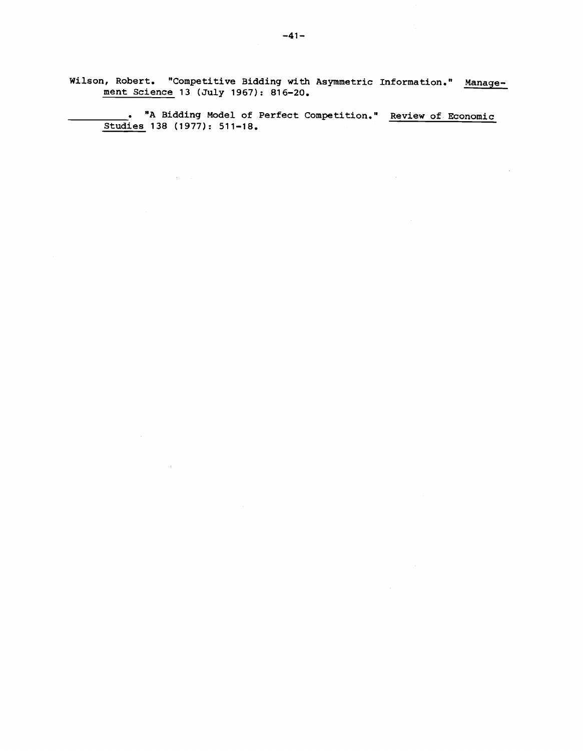Wilson, Robert. "Competitive Bidding with Asymmetric Information." *Management Science* 13 (July 1967): 816-20.

__________. "A Bidding Model of Perfect Competition." *Review of Economic Studies* 138 (1977): 511-18.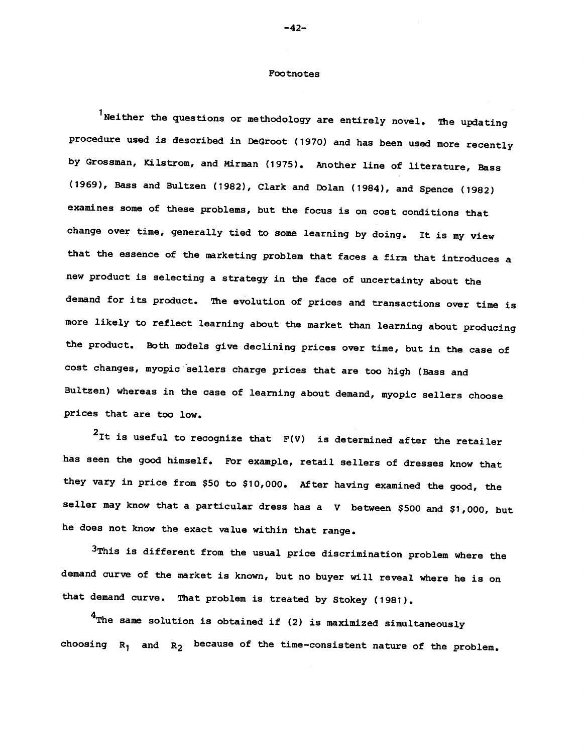# Footnotes

[1]Neither the questions or methodology are entirely novel. The updating procedure used is described in DeGroot (1970) and has been used more recently by Grossman, Kilstrom, and Mirman (1975). Another line of literature, Bass (1969), Bass and Bultzen (1982), Clark and Dolan (1984), and Spence (1982) examines some of these problems, but the focus is on cost conditions that change over time, generally tied to some learning by doing. It is my view that the essence of the marketing problem that faces a firm that introduces a new product is selecting a strategy in the face of uncertainty about the demand for its product. The evolution of prices and transactions over time is more likely to reflect learning about the market than learning about producing the product. Both models give declining prices over time, but in the case of cost changes, myopic sellers charge prices that are too high (Bass and Bultzen) whereas in the case of learning about demand, myopic sellers choose prices that are too low.

[2]It is useful to recognize that $F(V)$ is determined after the retailer has seen the good himself. For example, retail sellers of dresses know that they vary in price from \$50 to \$10,000. After having examined the good, the seller may know that a particular dress has a $V$ between \$500 and \$1,000, but he does not know the exact value within that range.

[3]This is different from the usual price discrimination problem where the demand curve of the market is known, but no buyer will reveal where he is on that demand curve. That problem is treated by Stokey (1981).

[4]The same solution is obtained if (2) is maximized simultaneously choosing $R_1$ and $R_2$ because of the time-consistent nature of the problem.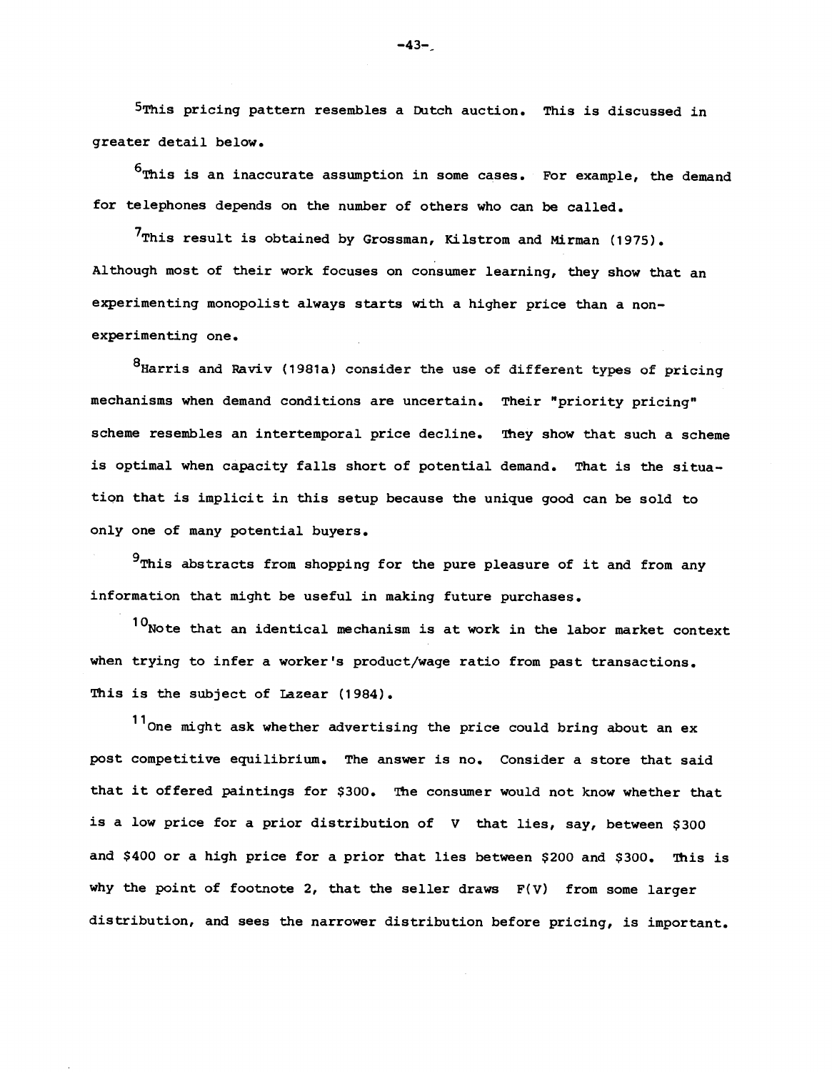[5]This pricing pattern resembles a Dutch auction. This is discussed in greater detail below.

[6]This is an inaccurate assumption in some cases. For example, the demand for telephones depends on the number of others who can be called.

[7]This result is obtained by Grossman, Kilstrom and Mirman (1975). Although most of their work focuses on consumer learning, they show that an experimenting monopolist always starts with a higher price than a non-experimenting one.

[8]Harris and Raviv (1981a) consider the use of different types of pricing mechanisms when demand conditions are uncertain. Their "priority pricing" scheme resembles an intertemporal price decline. They show that such a scheme is optimal when capacity falls short of potential demand. That is the situation that is implicit in this setup because the unique good can be sold to only one of many potential buyers.

[9]This abstracts from shopping for the pure pleasure of it and from any information that might be useful in making future purchases.

[10]Note that an identical mechanism is at work in the labor market context when trying to infer a worker's product/wage ratio from past transactions. This is the subject of Lazear (1984).

[11]One might ask whether advertising the price could bring about an ex post competitive equilibrium. The answer is no. Consider a store that said that it offered paintings for \$300. The consumer would not know whether that is a low price for a prior distribution of $V$ that lies, say, between \$300 and \$400 or a high price for a prior that lies between \$200 and \$300. This is why the point of footnote 2, that the seller draws $F(V)$ from some larger distribution, and sees the narrower distribution before pricing, is important.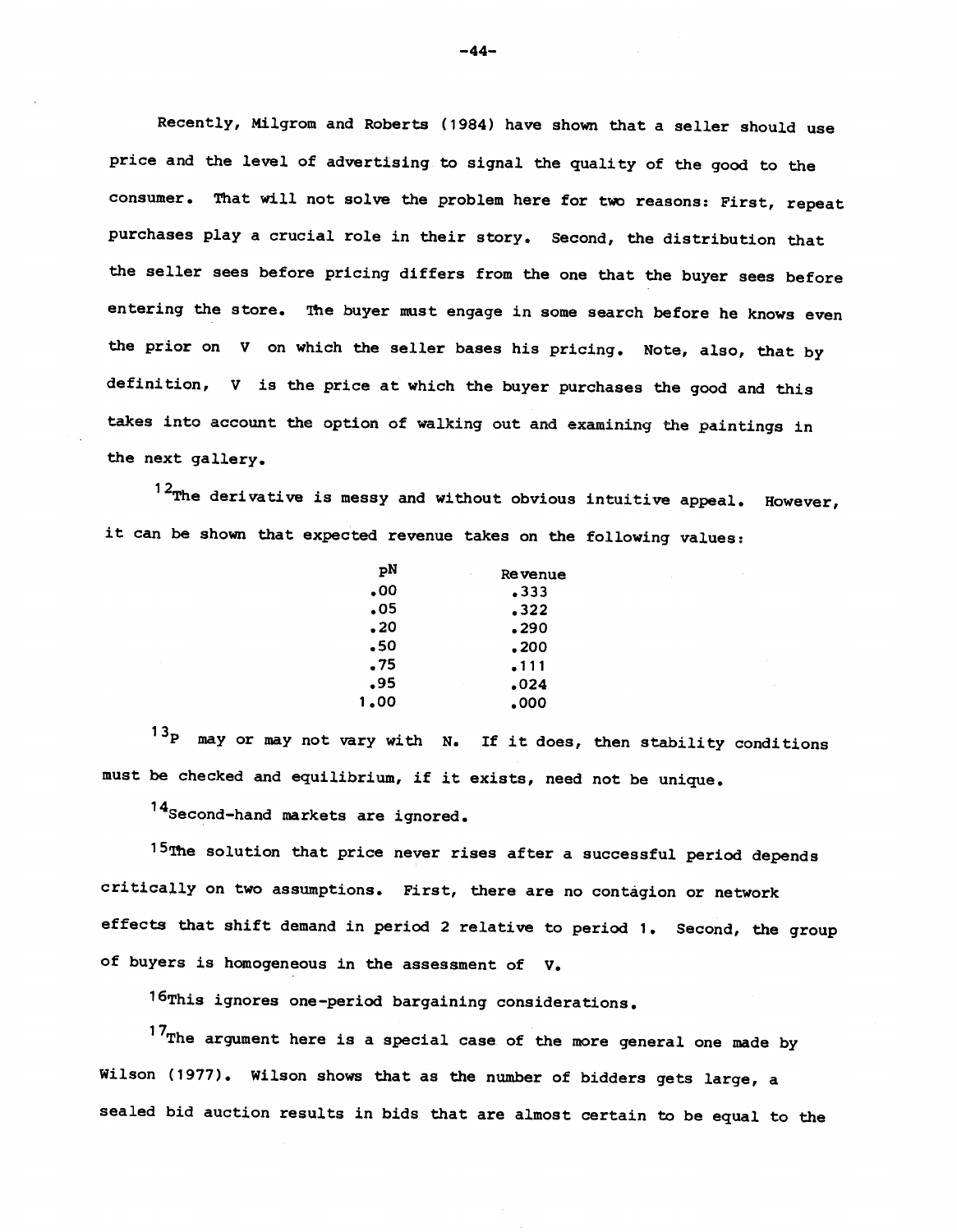Recently, Milgrom and Roberts (1984) have shown that a seller should use price and the level of advertising to signal the quality of the good to the consumer. That will not solve the problem here for two reasons: First, repeat purchases play a crucial role in their story. Second, the distribution that the seller sees before pricing differs from the one that the buyer sees before entering the store. The buyer must engage in some search before he knows even the prior on V on which the seller bases his pricing. Note, also, that by definition, V is the price at which the buyer purchases the good and this takes into account the option of walking out and examining the paintings in the next gallery.

[12]The derivative is messy and without obvious intuitive appeal. However, it can be shown that expected revenue takes on the following values:

| pN | Revenue |
|---|---|
| .00 | .333 |
| .05 | .322 |
| .20 | .290 |
| .50 | .200 |
| .75 | .111 |
| .95 | .024 |
| 1.00 | .000 |

[13]P may or may not vary with N. If it does, then stability conditions must be checked and equilibrium, if it exists, need not be unique.

[14]Second-hand markets are ignored.

[15]The solution that price never rises after a successful period depends critically on two assumptions. First, there are no contagion or network effects that shift demand in period 2 relative to period 1. Second, the group of buyers is homogeneous in the assessment of V.

[16]This ignores one-period bargaining considerations.

[17]The argument here is a special case of the more general one made by Wilson (1977). Wilson shows that as the number of bidders gets large, a sealed bid auction results in bids that are almost certain to be equal to the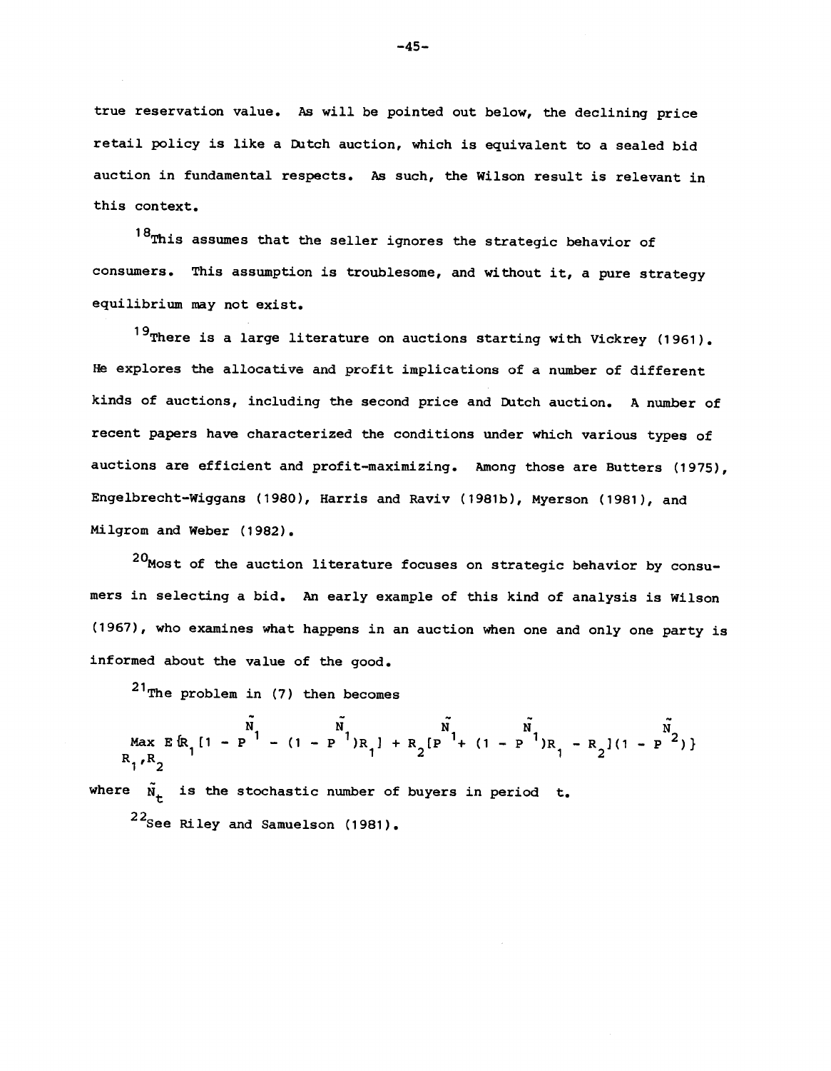true reservation value. As will be pointed out below, the declining price retail policy is like a Dutch auction, which is equivalent to a sealed bid auction in fundamental respects. As such, the Wilson result is relevant in this context.

[18]This assumes that the seller ignores the strategic behavior of consumers. This assumption is troublesome, and without it, a pure strategy equilibrium may not exist.

[19]There is a large literature on auctions starting with Vickrey (1961). He explores the allocative and profit implications of a number of different kinds of auctions, including the second price and Dutch auction. A number of recent papers have characterized the conditions under which various types of auctions are efficient and profit-maximizing. Among those are Butters (1975), Engelbrecht-Wiggans (1980), Harris and Raviv (1981b), Myerson (1981), and Milgrom and Weber (1982).

[20]Most of the auction literature focuses on strategic behavior by consumers in selecting a bid. An early example of this kind of analysis is Wilson (1967), who examines what happens in an auction when one and only one party is informed about the value of the good.

[21]The problem in (7) then becomes

$$\max_{R_1, R_2} E\{R_1[1 - P^{\tilde{N}_1} - (1 - P^{\tilde{N}_1})R_1] + R_2[P^{\tilde{N}_1} + (1 - P^{\tilde{N}_1})R_1 - R_2](1 - P^{\tilde{N}_2})\}$$

where $\tilde{N}_t$ is the stochastic number of buyers in period $t$.

[22]See Riley and Samuelson (1981).